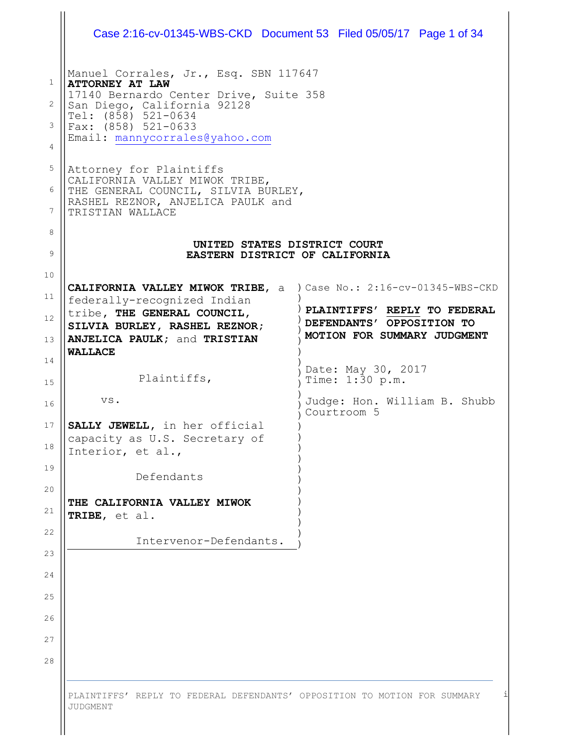Manuel Corrales, Jr., Esq. SBN 117647
**ATTORNEY AT LAW**
17140 Bernardo Center Drive, Suite 358
San Diego, California 92128
Tel: (858) 521-0634
Fax: (858) 521-0633
Email: mannycorrales@yahoo.com

Attorney for Plaintiffs
CALIFORNIA VALLEY MIWOK TRIBE,
THE GENERAL COUNCIL, SILVIA BURLEY,
RASHEL REZNOR, ANJELICA PAULK and
TRISTIAN WALLACE

**UNITED STATES DISTRICT COURT**
**EASTERN DISTRICT OF CALIFORNIA**

**CALIFORNIA VALLEY MIWOK TRIBE**, a federally-recognized Indian tribe, **THE GENERAL COUNCIL, SILVIA BURLEY, RASHEL REZNOR; ANJELICA PAULK;** and **TRISTIAN WALLACE**

Plaintiffs,

vs.

**SALLY JEWELL**, in her official capacity as U.S. Secretary of Interior, et al.,

Defendants

**THE CALIFORNIA VALLEY MIWOK TRIBE**, et al.

Intervenor-Defendants.

Case No.: 2:16-cv-01345-WBS-CKD

**PLAINTIFFS' REPLY TO FEDERAL DEFENDANTS' OPPOSITION TO MOTION FOR SUMMARY JUDGMENT**

Date: May 30, 2017
Time: 1:30 p.m.

Judge: Hon. William B. Shubb
Courtroom 5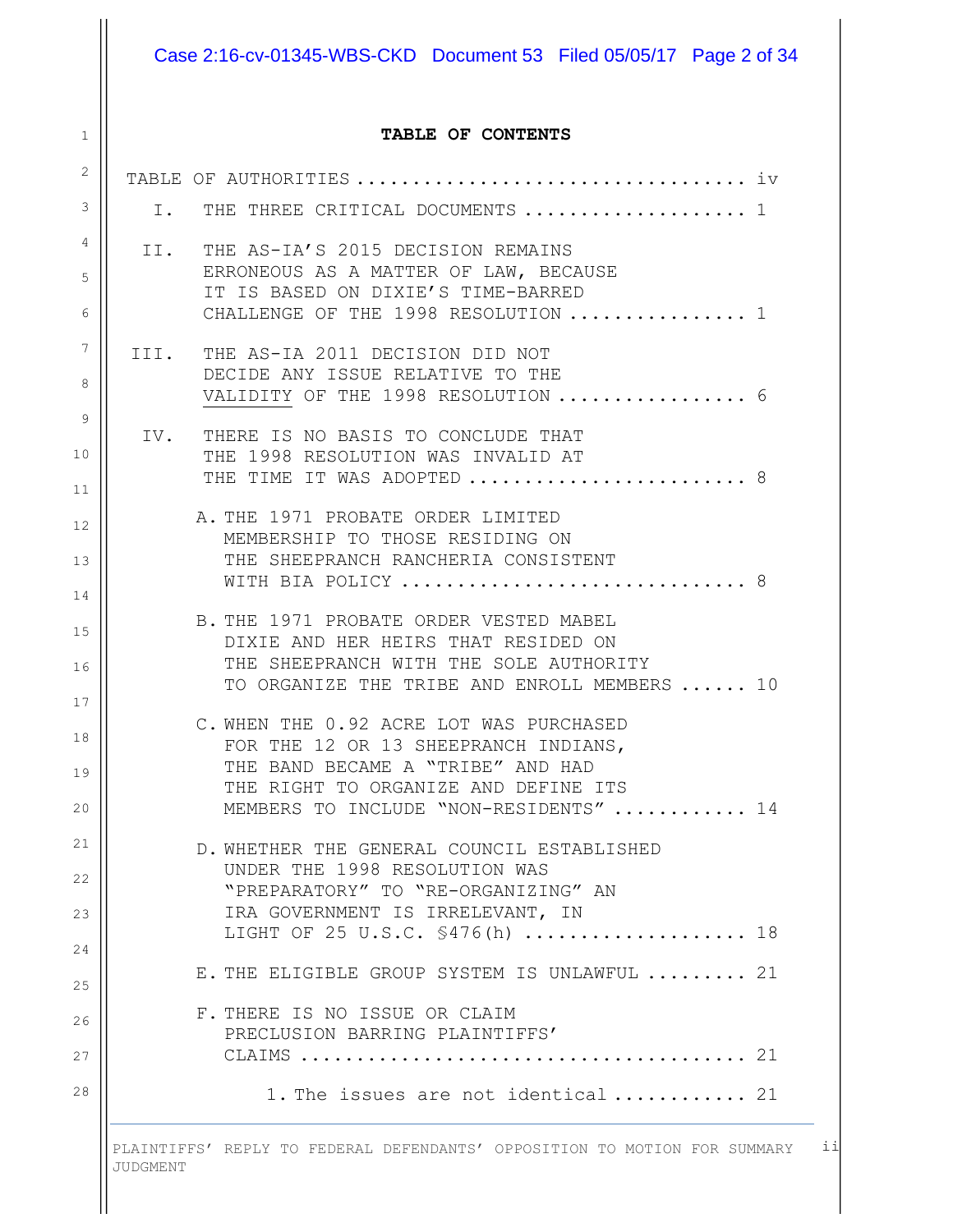**TABLE OF CONTENTS**

TABLE OF AUTHORITIES .................................. iv

I. THE THREE CRITICAL DOCUMENTS .................... 1

II. THE AS-IA'S 2015 DECISION REMAINS ERRONEOUS AS A MATTER OF LAW, BECAUSE IT IS BASED ON DIXIE'S TIME-BARRED CHALLENGE OF THE 1998 RESOLUTION ................ 1

III. THE AS-IA 2011 DECISION DID NOT DECIDE ANY ISSUE RELATIVE TO THE VALIDITY OF THE 1998 RESOLUTION ................. 6

IV. THERE IS NO BASIS TO CONCLUDE THAT THE 1998 RESOLUTION WAS INVALID AT THE TIME IT WAS ADOPTED ......................... 8

A. THE 1971 PROBATE ORDER LIMITED MEMBERSHIP TO THOSE RESIDING ON THE SHEEPRANCH RANCHERIA CONSISTENT WITH BIA POLICY .............................. 8

B. THE 1971 PROBATE ORDER VESTED MABEL DIXIE AND HER HEIRS THAT RESIDED ON THE SHEEPRANCH WITH THE SOLE AUTHORITY TO ORGANIZE THE TRIBE AND ENROLL MEMBERS ...... 10

C. WHEN THE 0.92 ACRE LOT WAS PURCHASED FOR THE 12 OR 13 SHEEPRANCH INDIANS, THE BAND BECAME A "TRIBE" AND HAD THE RIGHT TO ORGANIZE AND DEFINE ITS MEMBERS TO INCLUDE "NON-RESIDENTS" ............ 14

D. WHETHER THE GENERAL COUNCIL ESTABLISHED UNDER THE 1998 RESOLUTION WAS "PREPARATORY" TO "RE-ORGANIZING" AN IRA GOVERNMENT IS IRRELEVANT, IN LIGHT OF 25 U.S.C. §476(h) .................... 18

E. THE ELIGIBLE GROUP SYSTEM IS UNLAWFUL ......... 21

F. THERE IS NO ISSUE OR CLAIM PRECLUSION BARRING PLAINTIFFS' CLAIMS ....................................... 21

1. The issues are not identical ............ 21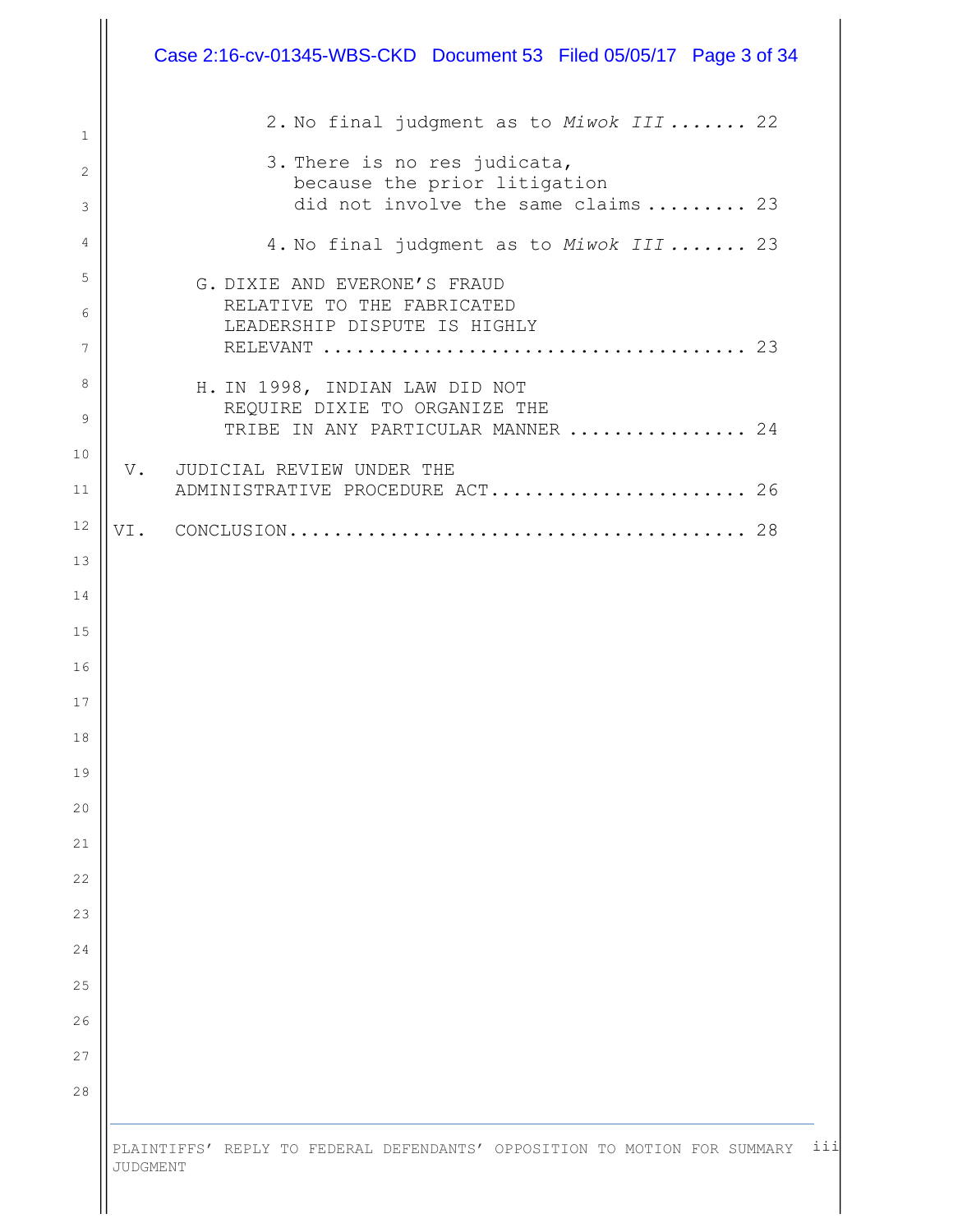2. No final judgment as to *Miwok III* ....... 22

3. There is no res judicata, because the prior litigation did not involve the same claims ......... 23

4. No final judgment as to *Miwok III* ....... 23

G. DIXIE AND EVERONE'S FRAUD RELATIVE TO THE FABRICATED LEADERSHIP DISPUTE IS HIGHLY RELEVANT ..................................... 23

H. IN 1998, INDIAN LAW DID NOT REQUIRE DIXIE TO ORGANIZE THE TRIBE IN ANY PARTICULAR MANNER ................ 24

V. JUDICIAL REVIEW UNDER THE ADMINISTRATIVE PROCEDURE ACT....................... 26

VI. CONCLUSION......................................... 28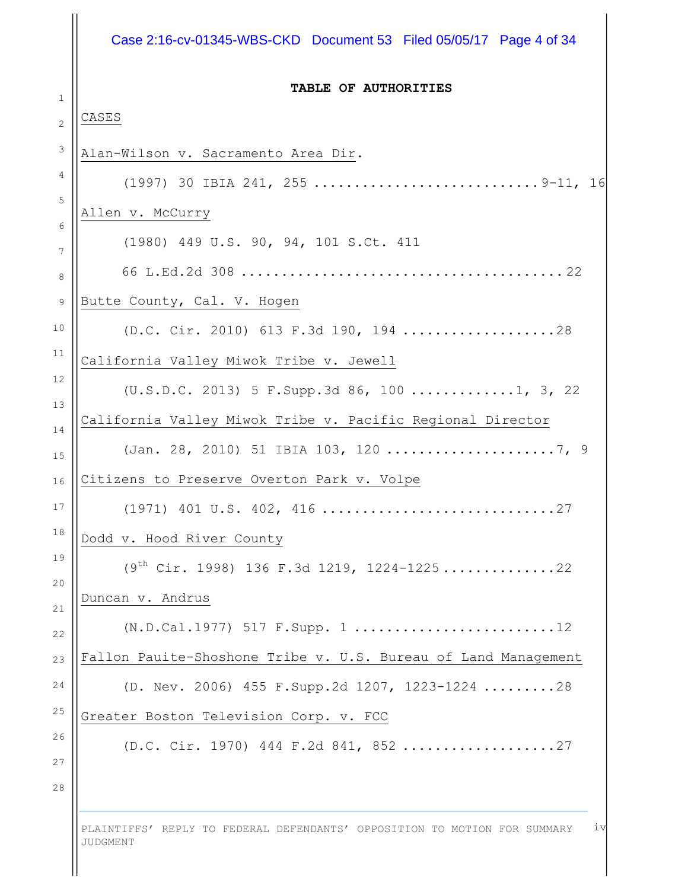## TABLE OF AUTHORITIES

CASES

Alan-Wilson v. Sacramento Area Dir.

(1997) 30 IBIA 241, 255 ............................9-11, 16

Allen v. McCurry

(1980) 449 U.S. 90, 94, 101 S.Ct. 411

66 L.Ed.2d 308 .......................................22

Butte County, Cal. V. Hogen

(D.C. Cir. 2010) 613 F.3d 190, 194 ...................28

California Valley Miwok Tribe v. Jewell

(U.S.D.C. 2013) 5 F.Supp.3d 86, 100 .............1, 3, 22

California Valley Miwok Tribe v. Pacific Regional Director

(Jan. 28, 2010) 51 IBIA 103, 120 .....................7, 9

Citizens to Preserve Overton Park v. Volpe

(1971) 401 U.S. 402, 416 .............................27

Dodd v. Hood River County

(9th Cir. 1998) 136 F.3d 1219, 1224-1225..............22

Duncan v. Andrus

(N.D.Cal.1977) 517 F.Supp. 1 .........................12

Fallon Pauite-Shoshone Tribe v. U.S. Bureau of Land Management

(D. Nev. 2006) 455 F.Supp.2d 1207, 1223-1224 .........28

Greater Boston Television Corp. v. FCC

(D.C. Cir. 1970) 444 F.2d 841, 852 ...................27

PLAINTIFFS' REPLY TO FEDERAL DEFENDANTS' OPPOSITION TO MOTION FOR SUMMARY JUDGMENT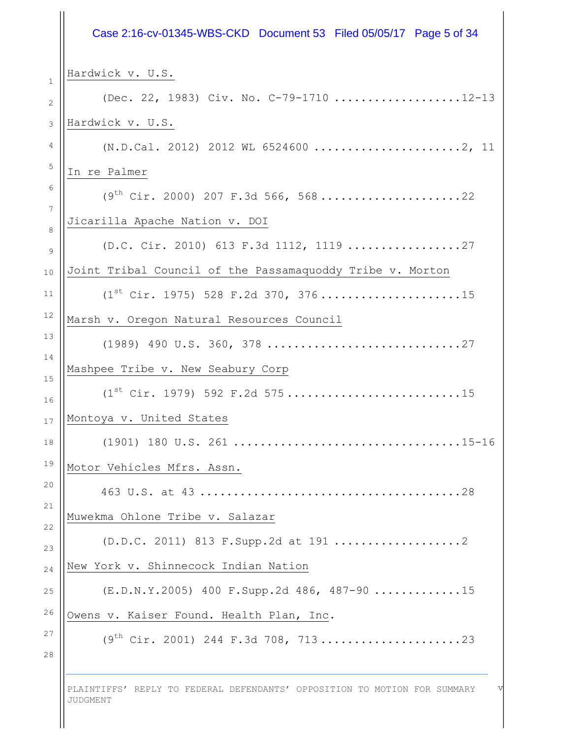<u>Hardwick v. U.S.</u>

(Dec. 22, 1983) Civ. No. C-79-1710 ..................12-13

<u>Hardwick v. U.S.</u>

(N.D.Cal. 2012) 2012 WL 6524600 ......................2, 11

<u>In re Palmer</u>

(9th Cir. 2000) 207 F.3d 566, 568.....................22

<u>Jicarilla Apache Nation v. DOI</u>

(D.C. Cir. 2010) 613 F.3d 1112, 1119 .................27

<u>Joint Tribal Council of the Passamaquoddy Tribe v. Morton</u>

(1st Cir. 1975) 528 F.2d 370, 376.....................15

<u>Marsh v. Oregon Natural Resources Council</u>

(1989) 490 U.S. 360, 378 .............................27

<u>Mashpee Tribe v. New Seabury Corp</u>

(1st Cir. 1979) 592 F.2d 575..........................15

<u>Montoya v. United States</u>

(1901) 180 U.S. 261 ..................................15-16

<u>Motor Vehicles Mfrs. Assn.</u>

463 U.S. at 43 .......................................28

<u>Muwekma Ohlone Tribe v. Salazar</u>

(D.D.C. 2011) 813 F.Supp.2d at 191 ..................2

<u>New York v. Shinnecock Indian Nation</u>

(E.D.N.Y.2005) 400 F.Supp.2d 486, 487-90 ............15

<u>Owens v. Kaiser Found. Health Plan, Inc</u>.

(9th Cir. 2001) 244 F.3d 708, 713....................23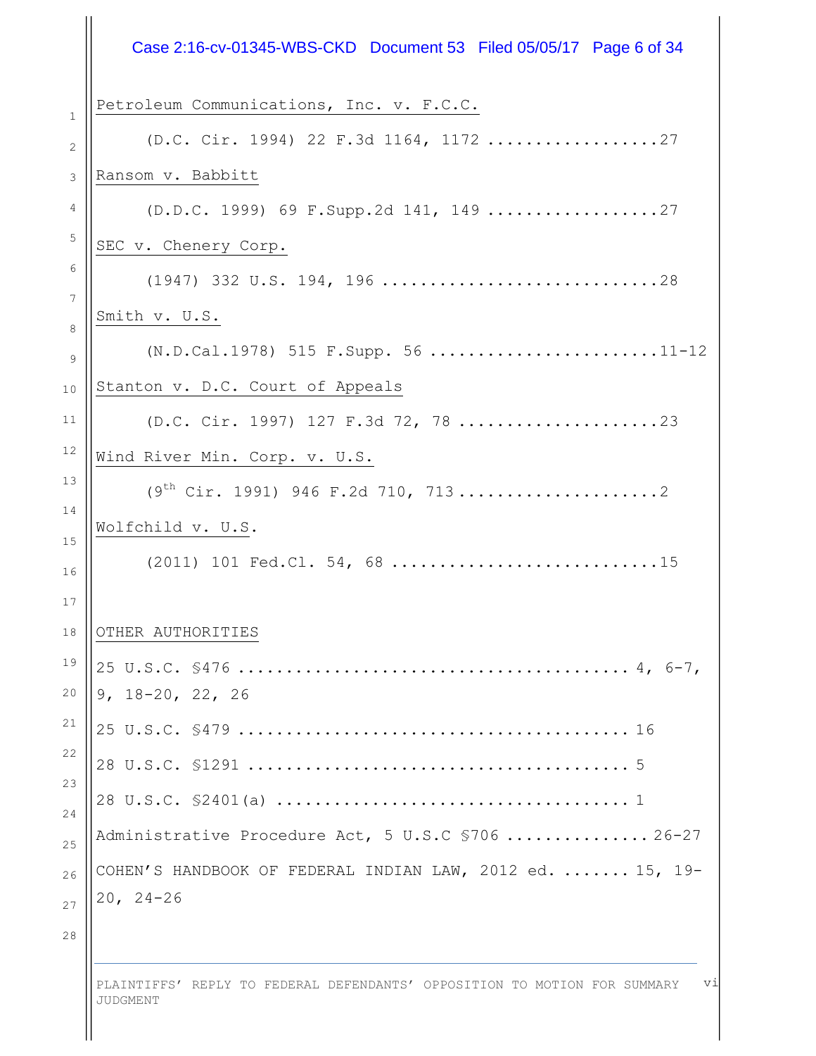Petroleum Communications, Inc. v. F.C.C.

(D.C. Cir. 1994) 22 F.3d 1164, 1172 ..................27

Ransom v. Babbitt

(D.D.C. 1999) 69 F.Supp.2d 141, 149 ..................27

SEC v. Chenery Corp.

(1947) 332 U.S. 194, 196 .............................28

Smith v. U.S.

(N.D.Cal.1978) 515 F.Supp. 56 ........................11-12

Stanton v. D.C. Court of Appeals

(D.C. Cir. 1997) 127 F.3d 72, 78 .....................23

Wind River Min. Corp. v. U.S.

(9th Cir. 1991) 946 F.2d 710, 713 .....................2

Wolfchild v. U.S.

(2011) 101 Fed.Cl. 54, 68 ............................15

OTHER AUTHORITIES

25 U.S.C. §476 ......................................... 4, 6-7, 9, 18-20, 22, 26

25 U.S.C. §479 ......................................... 16

28 U.S.C. §1291 ........................................ 5

28 U.S.C. §2401(a) ..................................... 1

Administrative Procedure Act, 5 U.S.C §706 ............... 26-27

COHEN'S HANDBOOK OF FEDERAL INDIAN LAW, 2012 ed. ....... 15, 19-20, 24-26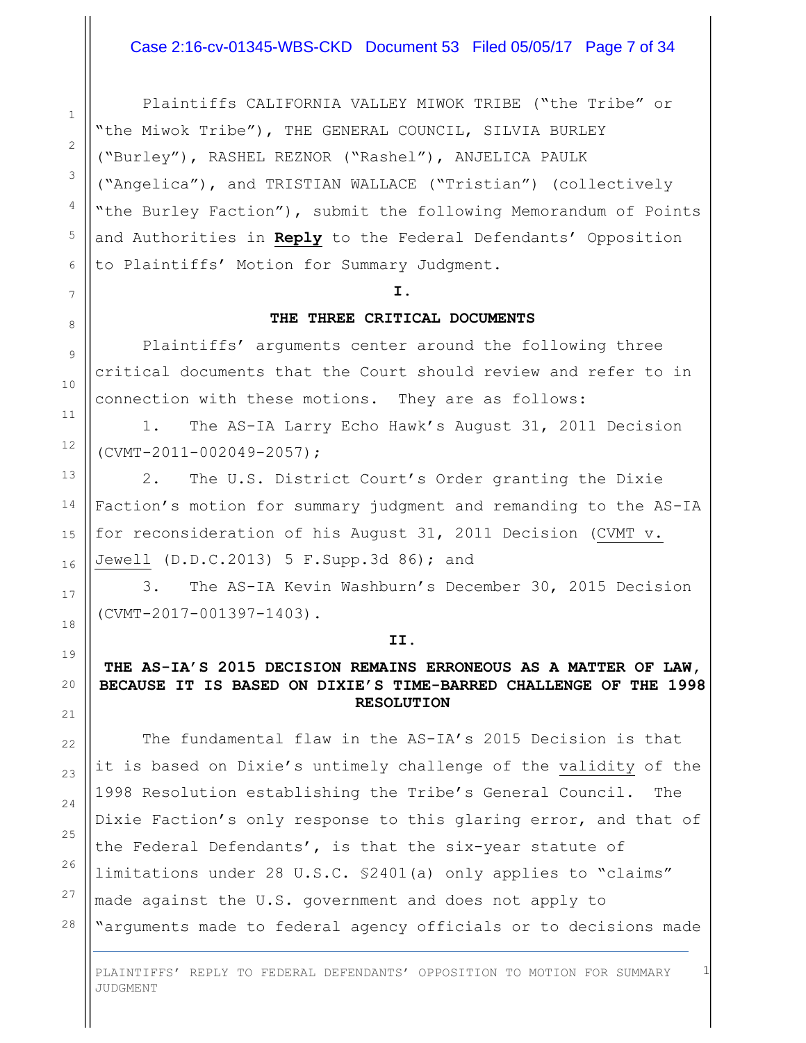Plaintiffs CALIFORNIA VALLEY MIWOK TRIBE ("the Tribe" or "the Miwok Tribe"), THE GENERAL COUNCIL, SILVIA BURLEY ("Burley"), RASHEL REZNOR ("Rashel"), ANJELICA PAULK ("Angelica"), and TRISTIAN WALLACE ("Tristian") (collectively "the Burley Faction"), submit the following Memorandum of Points and Authorities in **Reply** to the Federal Defendants' Opposition to Plaintiffs' Motion for Summary Judgment.

## I.

## THE THREE CRITICAL DOCUMENTS

Plaintiffs' arguments center around the following three critical documents that the Court should review and refer to in connection with these motions. They are as follows:

1. The AS-IA Larry Echo Hawk's August 31, 2011 Decision (CVMT-2011-002049-2057);

2. The U.S. District Court's Order granting the Dixie Faction's motion for summary judgment and remanding to the AS-IA for reconsideration of his August 31, 2011 Decision (CVMT v. Jewell (D.D.C.2013) 5 F.Supp.3d 86); and

3. The AS-IA Kevin Washburn's December 30, 2015 Decision (CVMT-2017-001397-1403).

## II.

## THE AS-IA'S 2015 DECISION REMAINS ERRONEOUS AS A MATTER OF LAW, BECAUSE IT IS BASED ON DIXIE'S TIME-BARRED CHALLENGE OF THE 1998 RESOLUTION

The fundamental flaw in the AS-IA's 2015 Decision is that it is based on Dixie's untimely challenge of the validity of the 1998 Resolution establishing the Tribe's General Council. The Dixie Faction's only response to this glaring error, and that of the Federal Defendants', is that the six-year statute of limitations under 28 U.S.C. §2401(a) only applies to "claims" made against the U.S. government and does not apply to "arguments made to federal agency officials or to decisions made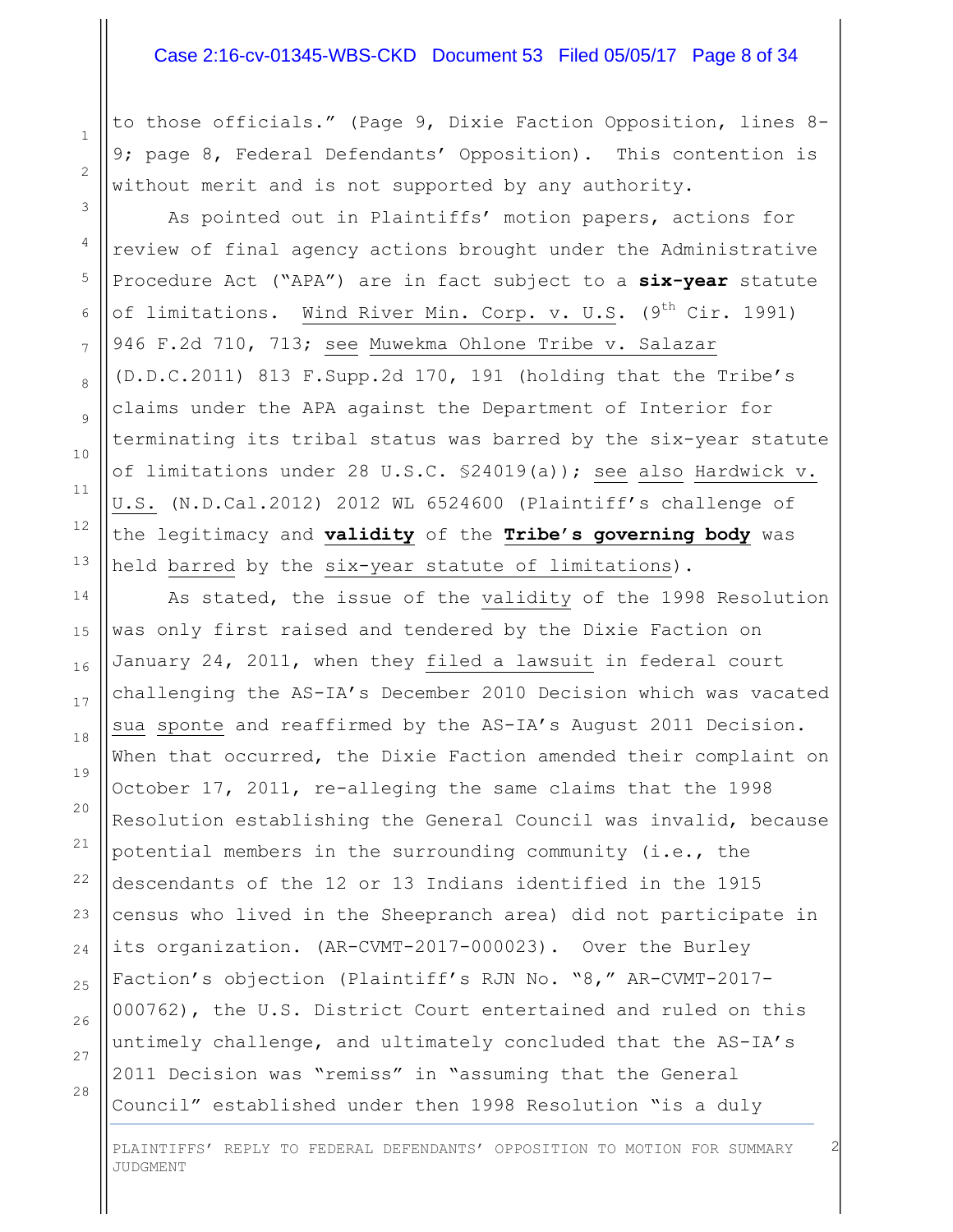to those officials." (Page 9, Dixie Faction Opposition, lines 8-9; page 8, Federal Defendants' Opposition). This contention is without merit and is not supported by any authority.

As pointed out in Plaintiffs' motion papers, actions for review of final agency actions brought under the Administrative Procedure Act ("APA") are in fact subject to a **six-year** statute of limitations. Wind River Min. Corp. v. U.S. (9th Cir. 1991) 946 F.2d 710, 713; see Muwekma Ohlone Tribe v. Salazar (D.D.C.2011) 813 F.Supp.2d 170, 191 (holding that the Tribe's claims under the APA against the Department of Interior for terminating its tribal status was barred by the six-year statute of limitations under 28 U.S.C. §24019(a)); see also Hardwick v. U.S. (N.D.Cal.2012) 2012 WL 6524600 (Plaintiff's challenge of the legitimacy and **validity** of the **Tribe's governing body** was held barred by the six-year statute of limitations).

As stated, the issue of the validity of the 1998 Resolution was only first raised and tendered by the Dixie Faction on January 24, 2011, when they filed a lawsuit in federal court challenging the AS-IA's December 2010 Decision which was vacated sua sponte and reaffirmed by the AS-IA's August 2011 Decision. When that occurred, the Dixie Faction amended their complaint on October 17, 2011, re-alleging the same claims that the 1998 Resolution establishing the General Council was invalid, because potential members in the surrounding community (i.e., the descendants of the 12 or 13 Indians identified in the 1915 census who lived in the Sheepranch area) did not participate in its organization. (AR-CVMT-2017-000023). Over the Burley Faction's objection (Plaintiff's RJN No. "8," AR-CVMT-2017-000762), the U.S. District Court entertained and ruled on this untimely challenge, and ultimately concluded that the AS-IA's 2011 Decision was "remiss" in "assuming that the General Council" established under then 1998 Resolution "is a duly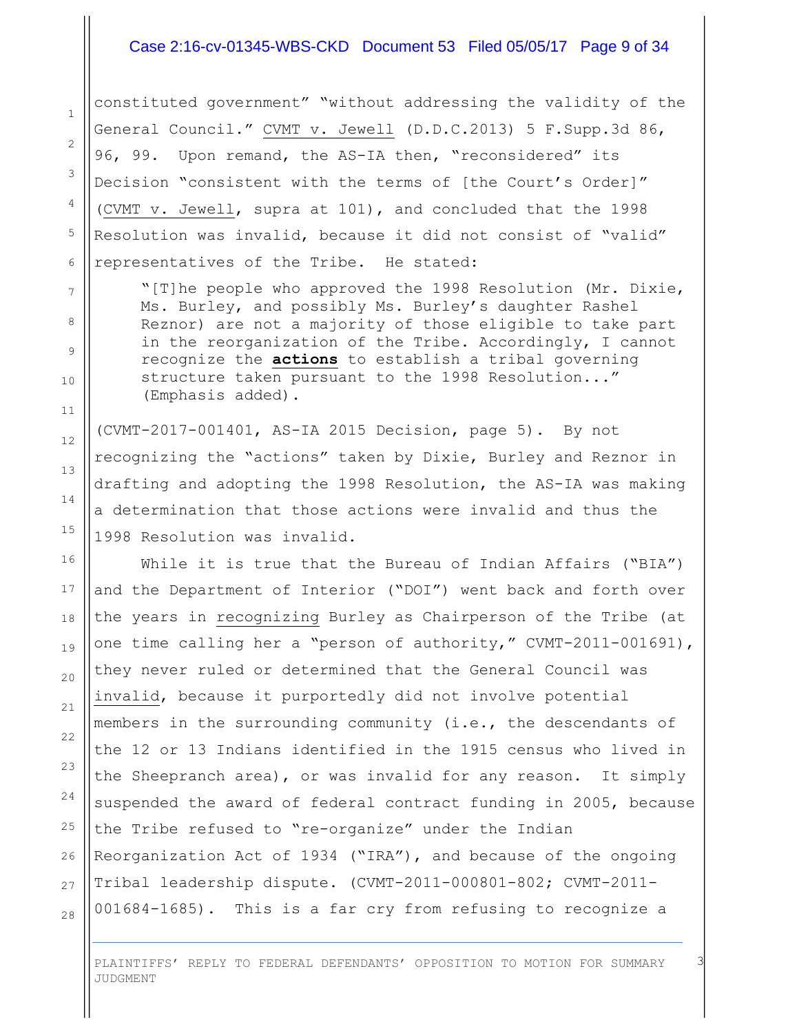constituted government" "without addressing the validity of the General Council." CVMT v. Jewell (D.D.C.2013) 5 F.Supp.3d 86, 96, 99. Upon remand, the AS-IA then, "reconsidered" its Decision "consistent with the terms of [the Court's Order]" (CVMT v. Jewell, supra at 101), and concluded that the 1998 Resolution was invalid, because it did not consist of "valid" representatives of the Tribe. He stated:

> "[T]he people who approved the 1998 Resolution (Mr. Dixie, Ms. Burley, and possibly Ms. Burley's daughter Rashel Reznor) are not a majority of those eligible to take part in the reorganization of the Tribe. Accordingly, I cannot recognize the ***actions*** to establish a tribal governing structure taken pursuant to the 1998 Resolution..." (Emphasis added).

(CVMT-2017-001401, AS-IA 2015 Decision, page 5). By not recognizing the "actions" taken by Dixie, Burley and Reznor in drafting and adopting the 1998 Resolution, the AS-IA was making a determination that those actions were invalid and thus the 1998 Resolution was invalid.

While it is true that the Bureau of Indian Affairs ("BIA") and the Department of Interior ("DOI") went back and forth over the years in recognizing Burley as Chairperson of the Tribe (at one time calling her a "person of authority," CVMT-2011-001691), they never ruled or determined that the General Council was invalid, because it purportedly did not involve potential members in the surrounding community (i.e., the descendants of the 12 or 13 Indians identified in the 1915 census who lived in the Sheepranch area), or was invalid for any reason. It simply suspended the award of federal contract funding in 2005, because the Tribe refused to "re-organize" under the Indian Reorganization Act of 1934 ("IRA"), and because of the ongoing Tribal leadership dispute. (CVMT-2011-000801-802; CVMT-2011-001684-1685). This is a far cry from refusing to recognize a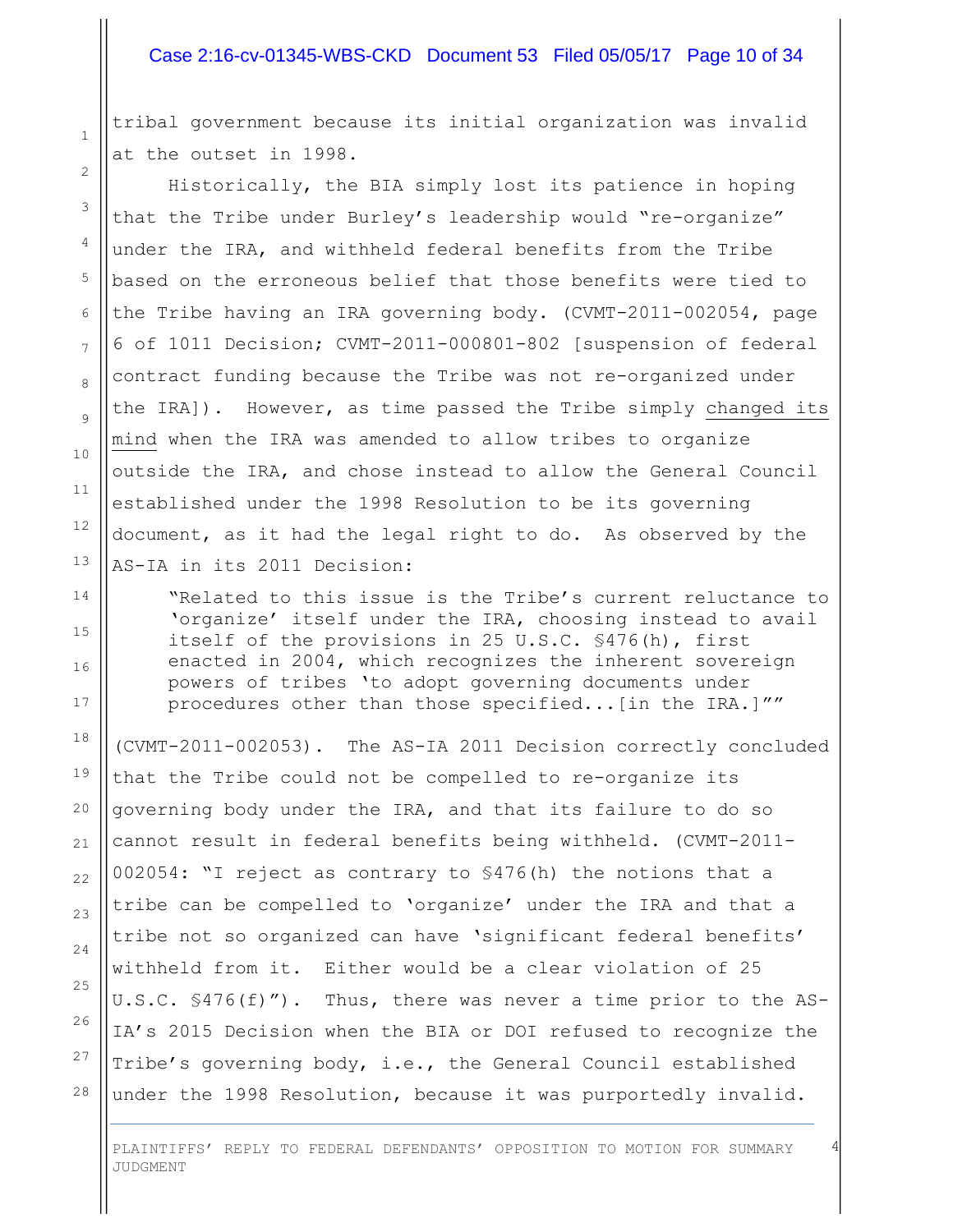tribal government because its initial organization was invalid at the outset in 1998.

Historically, the BIA simply lost its patience in hoping that the Tribe under Burley's leadership would "re-organize" under the IRA, and withheld federal benefits from the Tribe based on the erroneous belief that those benefits were tied to the Tribe having an IRA governing body. (CVMT-2011-002054, page 6 of 1011 Decision; CVMT-2011-000801-802 [suspension of federal contract funding because the Tribe was not re-organized under the IRA]). However, as time passed the Tribe simply <u>changed its mind</u> when the IRA was amended to allow tribes to organize outside the IRA, and chose instead to allow the General Council established under the 1998 Resolution to be its governing document, as it had the legal right to do. As observed by the AS-IA in its 2011 Decision:

> "Related to this issue is the Tribe's current reluctance to 'organize' itself under the IRA, choosing instead to avail itself of the provisions in 25 U.S.C. §476(h), first enacted in 2004, which recognizes the inherent sovereign powers of tribes 'to adopt governing documents under procedures other than those specified...[in the IRA.]""

(CVMT-2011-002053). The AS-IA 2011 Decision correctly concluded that the Tribe could not be compelled to re-organize its governing body under the IRA, and that its failure to do so cannot result in federal benefits being withheld. (CVMT-2011-002054: "I reject as contrary to §476(h) the notions that a tribe can be compelled to 'organize' under the IRA and that a tribe not so organized can have 'significant federal benefits' withheld from it. Either would be a clear violation of 25 U.S.C. §476(f)"). Thus, there was never a time prior to the AS-IA's 2015 Decision when the BIA or DOI refused to recognize the Tribe's governing body, i.e., the General Council established under the 1998 Resolution, because it was purportedly invalid.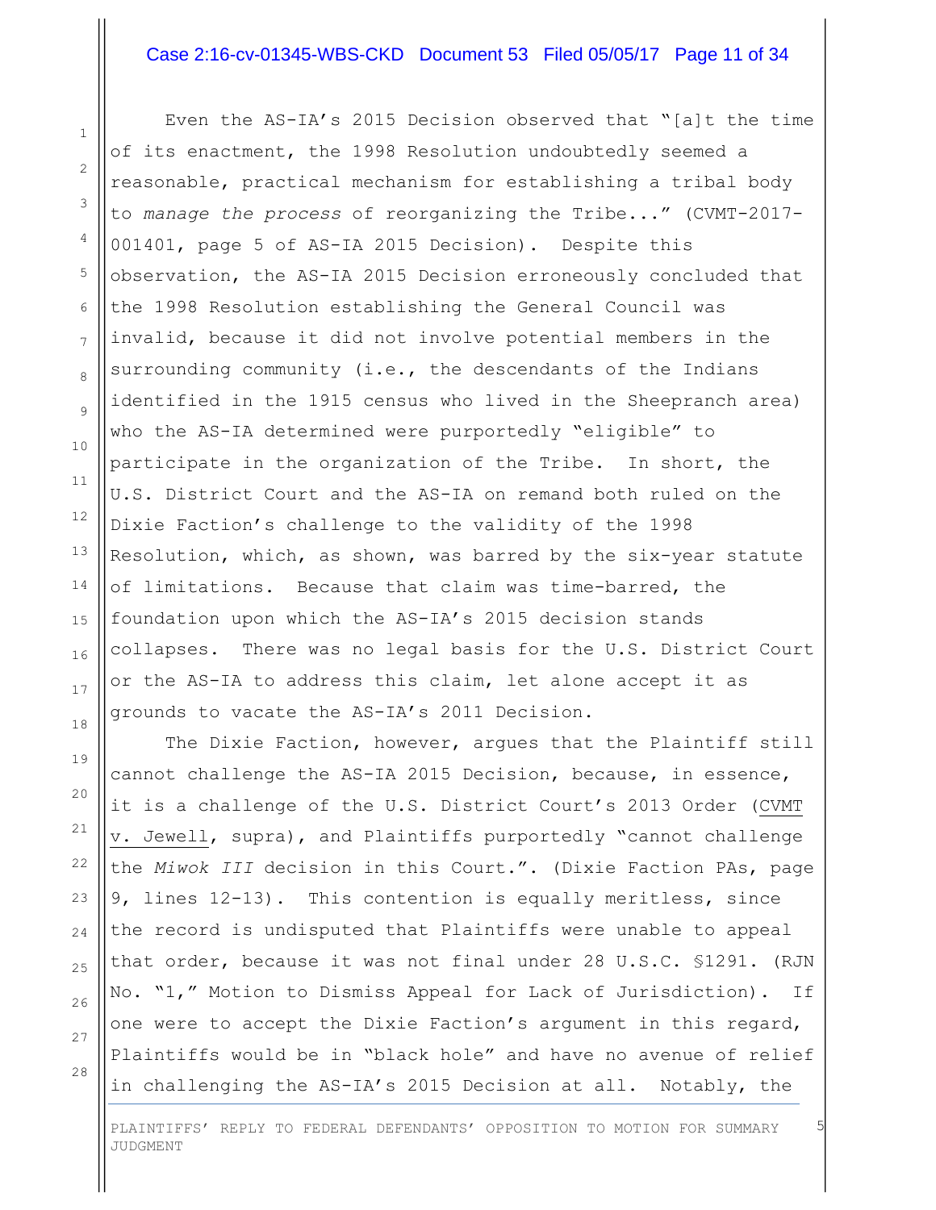Even the AS-IA's 2015 Decision observed that "[a]t the time of its enactment, the 1998 Resolution undoubtedly seemed a reasonable, practical mechanism for establishing a tribal body to *manage the process* of reorganizing the Tribe..." (CVMT-2017-001401, page 5 of AS-IA 2015 Decision). Despite this observation, the AS-IA 2015 Decision erroneously concluded that the 1998 Resolution establishing the General Council was invalid, because it did not involve potential members in the surrounding community (i.e., the descendants of the Indians identified in the 1915 census who lived in the Sheepranch area) who the AS-IA determined were purportedly "eligible" to participate in the organization of the Tribe. In short, the U.S. District Court and the AS-IA on remand both ruled on the Dixie Faction's challenge to the validity of the 1998 Resolution, which, as shown, was barred by the six-year statute of limitations. Because that claim was time-barred, the foundation upon which the AS-IA's 2015 decision stands collapses. There was no legal basis for the U.S. District Court or the AS-IA to address this claim, let alone accept it as grounds to vacate the AS-IA's 2011 Decision.

The Dixie Faction, however, argues that the Plaintiff still cannot challenge the AS-IA 2015 Decision, because, in essence, it is a challenge of the U.S. District Court's 2013 Order (CVMT v. Jewell, supra), and Plaintiffs purportedly "cannot challenge the *Miwok III* decision in this Court.". (Dixie Faction PAs, page 9, lines 12-13). This contention is equally meritless, since the record is undisputed that Plaintiffs were unable to appeal that order, because it was not final under 28 U.S.C. §1291. (RJN No. "1," Motion to Dismiss Appeal for Lack of Jurisdiction). If one were to accept the Dixie Faction's argument in this regard, Plaintiffs would be in "black hole" and have no avenue of relief in challenging the AS-IA's 2015 Decision at all. Notably, the

PLAINTIFFS' REPLY TO FEDERAL DEFENDANTS' OPPOSITION TO MOTION FOR SUMMARY JUDGMENT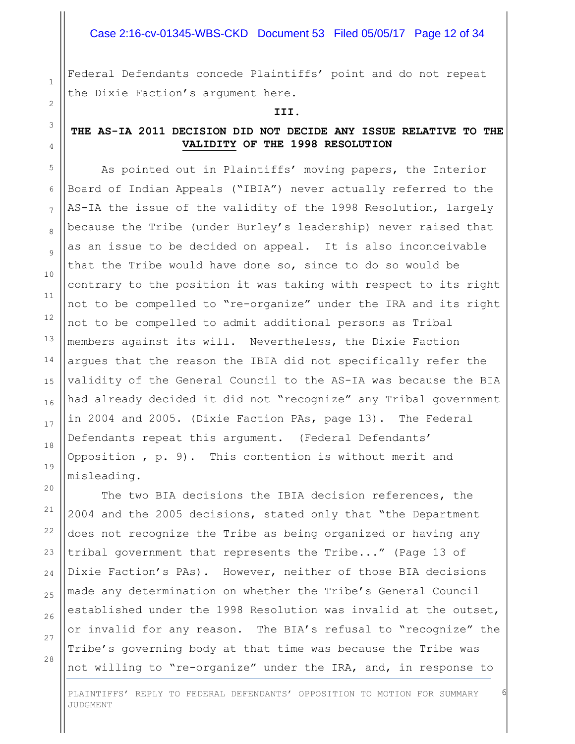Federal Defendants concede Plaintiffs' point and do not repeat the Dixie Faction's argument here.

## III.

## THE AS-IA 2011 DECISION DID NOT DECIDE ANY ISSUE RELATIVE TO THE VALIDITY OF THE 1998 RESOLUTION

As pointed out in Plaintiffs' moving papers, the Interior Board of Indian Appeals ("IBIA") never actually referred to the AS-IA the issue of the validity of the 1998 Resolution, largely because the Tribe (under Burley's leadership) never raised that as an issue to be decided on appeal. It is also inconceivable that the Tribe would have done so, since to do so would be contrary to the position it was taking with respect to its right not to be compelled to "re-organize" under the IRA and its right not to be compelled to admit additional persons as Tribal members against its will. Nevertheless, the Dixie Faction argues that the reason the IBIA did not specifically refer the validity of the General Council to the AS-IA was because the BIA had already decided it did not "recognize" any Tribal government in 2004 and 2005. (Dixie Faction PAs, page 13). The Federal Defendants repeat this argument. (Federal Defendants' Opposition , p. 9). This contention is without merit and misleading.

The two BIA decisions the IBIA decision references, the 2004 and the 2005 decisions, stated only that "the Department does not recognize the Tribe as being organized or having any tribal government that represents the Tribe..." (Page 13 of Dixie Faction's PAs). However, neither of those BIA decisions made any determination on whether the Tribe's General Council established under the 1998 Resolution was invalid at the outset, or invalid for any reason. The BIA's refusal to "recognize" the Tribe's governing body at that time was because the Tribe was not willing to "re-organize" under the IRA, and, in response to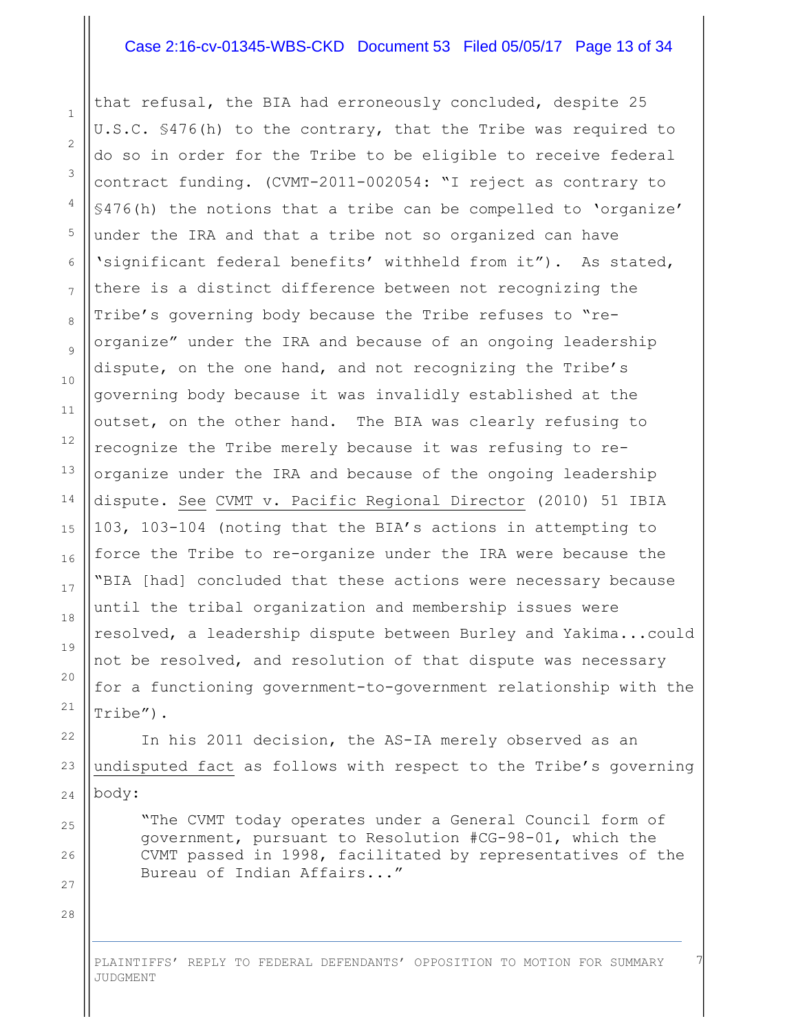that refusal, the BIA had erroneously concluded, despite 25 U.S.C. §476(h) to the contrary, that the Tribe was required to do so in order for the Tribe to be eligible to receive federal contract funding. (CVMT-2011-002054: "I reject as contrary to §476(h) the notions that a tribe can be compelled to 'organize' under the IRA and that a tribe not so organized can have 'significant federal benefits' withheld from it"). As stated, there is a distinct difference between not recognizing the Tribe's governing body because the Tribe refuses to "re-organize" under the IRA and because of an ongoing leadership dispute, on the one hand, and not recognizing the Tribe's governing body because it was invalidly established at the outset, on the other hand. The BIA was clearly refusing to recognize the Tribe merely because it was refusing to re-organize under the IRA and because of the ongoing leadership dispute. See CVMT v. Pacific Regional Director (2010) 51 IBIA 103, 103-104 (noting that the BIA's actions in attempting to force the Tribe to re-organize under the IRA were because the "BIA [had] concluded that these actions were necessary because until the tribal organization and membership issues were resolved, a leadership dispute between Burley and Yakima...could not be resolved, and resolution of that dispute was necessary for a functioning government-to-government relationship with the Tribe").

In his 2011 decision, the AS-IA merely observed as an undisputed fact as follows with respect to the Tribe's governing body:

> "The CVMT today operates under a General Council form of government, pursuant to Resolution #CG-98-01, which the CVMT passed in 1998, facilitated by representatives of the Bureau of Indian Affairs..."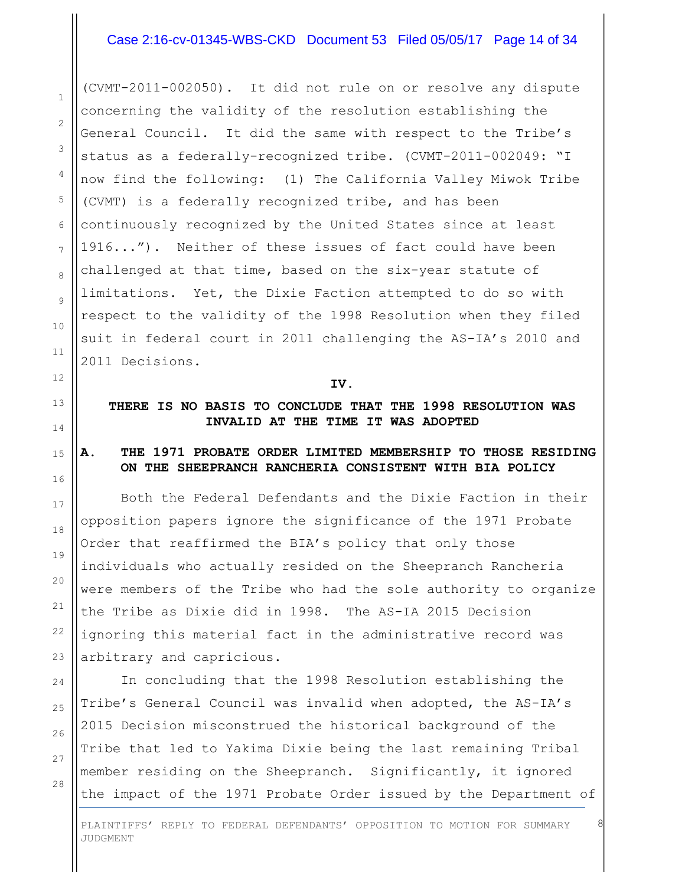(CVMT-2011-002050). It did not rule on or resolve any dispute concerning the validity of the resolution establishing the General Council. It did the same with respect to the Tribe's status as a federally-recognized tribe. (CVMT-2011-002049: "I now find the following: (1) The California Valley Miwok Tribe (CVMT) is a federally recognized tribe, and has been continuously recognized by the United States since at least 1916..."). Neither of these issues of fact could have been challenged at that time, based on the six-year statute of limitations. Yet, the Dixie Faction attempted to do so with respect to the validity of the 1998 Resolution when they filed suit in federal court in 2011 challenging the AS-IA's 2010 and 2011 Decisions.

## IV.

## THERE IS NO BASIS TO CONCLUDE THAT THE 1998 RESOLUTION WAS INVALID AT THE TIME IT WAS ADOPTED

### A. THE 1971 PROBATE ORDER LIMITED MEMBERSHIP TO THOSE RESIDING ON THE SHEEPRANCH RANCHERIA CONSISTENT WITH BIA POLICY

Both the Federal Defendants and the Dixie Faction in their opposition papers ignore the significance of the 1971 Probate Order that reaffirmed the BIA's policy that only those individuals who actually resided on the Sheepranch Rancheria were members of the Tribe who had the sole authority to organize the Tribe as Dixie did in 1998. The AS-IA 2015 Decision ignoring this material fact in the administrative record was arbitrary and capricious.

In concluding that the 1998 Resolution establishing the Tribe's General Council was invalid when adopted, the AS-IA's 2015 Decision misconstrued the historical background of the Tribe that led to Yakima Dixie being the last remaining Tribal member residing on the Sheepranch. Significantly, it ignored the impact of the 1971 Probate Order issued by the Department of

PLAINTIFFS' REPLY TO FEDERAL DEFENDANTS' OPPOSITION TO MOTION FOR SUMMARY JUDGMENT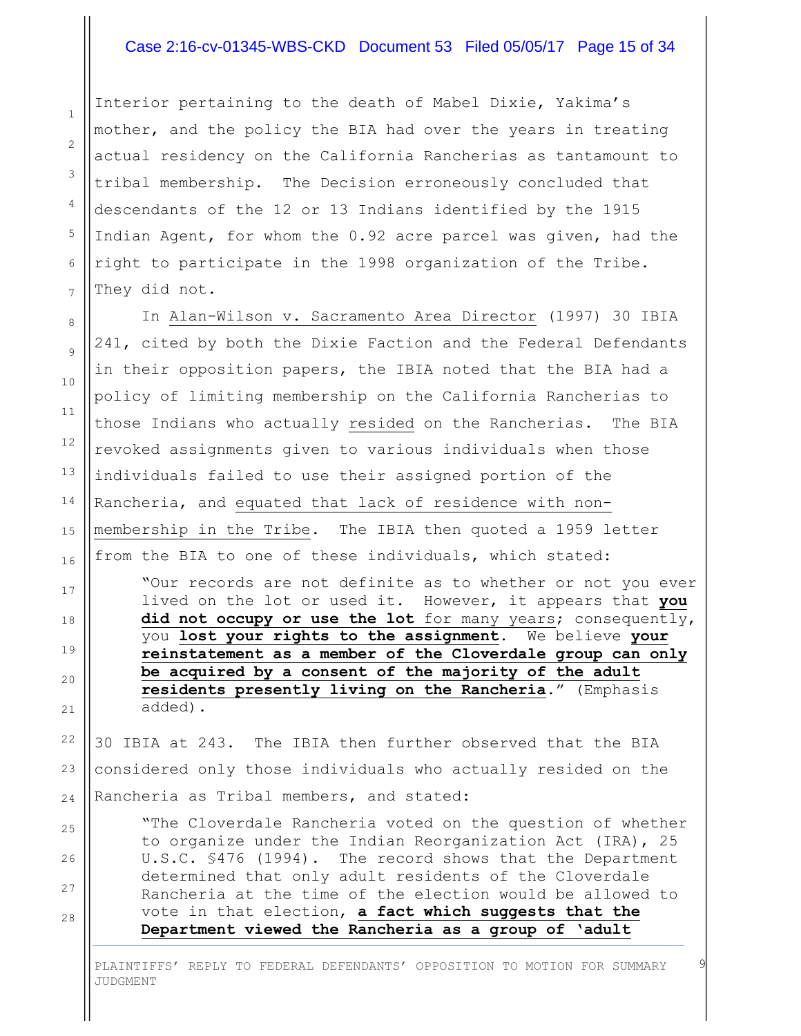Interior pertaining to the death of Mabel Dixie, Yakima's mother, and the policy the BIA had over the years in treating actual residency on the California Rancherias as tantamount to tribal membership. The Decision erroneously concluded that descendants of the 12 or 13 Indians identified by the 1915 Indian Agent, for whom the 0.92 acre parcel was given, had the right to participate in the 1998 organization of the Tribe. They did not.

In Alan-Wilson v. Sacramento Area Director (1997) 30 IBIA 241, cited by both the Dixie Faction and the Federal Defendants in their opposition papers, the IBIA noted that the BIA had a policy of limiting membership on the California Rancherias to those Indians who actually resided on the Rancherias. The BIA revoked assignments given to various individuals when those individuals failed to use their assigned portion of the Rancheria, and equated that lack of residence with non-membership in the Tribe. The IBIA then quoted a 1959 letter from the BIA to one of these individuals, which stated:

> "Our records are not definite as to whether or not you ever lived on the lot or used it. However, it appears that **you did not occupy or use the lot** for many years; consequently, you **lost your rights to the assignment**. We believe **your reinstatement as a member of the Cloverdale group can only be acquired by a consent of the majority of the adult residents presently living on the Rancheria**." (Emphasis added).

30 IBIA at 243. The IBIA then further observed that the BIA considered only those individuals who actually resided on the Rancheria as Tribal members, and stated:

> "The Cloverdale Rancheria voted on the question of whether to organize under the Indian Reorganization Act (IRA), 25 U.S.C. §476 (1994). The record shows that the Department determined that only adult residents of the Cloverdale Rancheria at the time of the election would be allowed to vote in that election, **a fact which suggests that the Department viewed the Rancheria as a group of 'adult**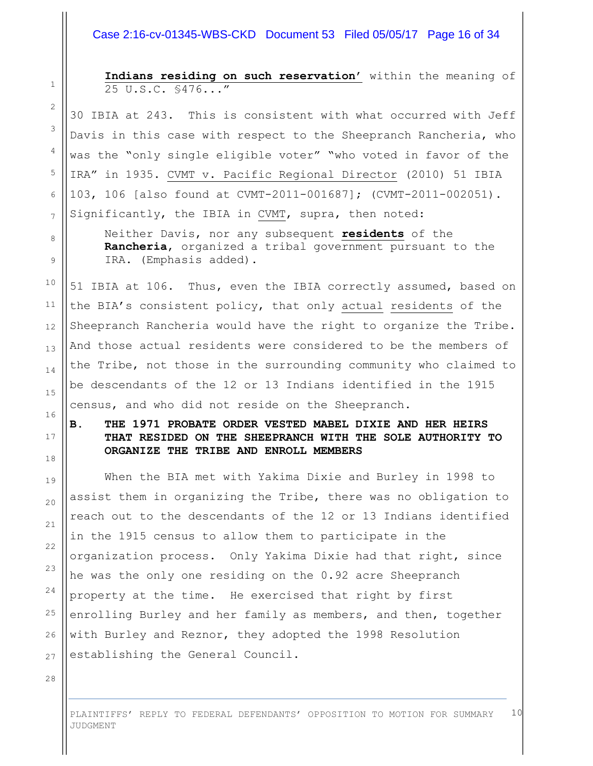**Indians residing on such reservation'** within the meaning of 25 U.S.C. §476..."

30 IBIA at 243. This is consistent with what occurred with Jeff Davis in this case with respect to the Sheepranch Rancheria, who was the "only single eligible voter" "who voted in favor of the IRA" in 1935. CVMT v. Pacific Regional Director (2010) 51 IBIA 103, 106 [also found at CVMT-2011-001687]; (CVMT-2011-002051). Significantly, the IBIA in CVMT, supra, then noted:

> Neither Davis, nor any subsequent **residents** of the **Rancheria**, organized a tribal government pursuant to the IRA. (Emphasis added).

51 IBIA at 106. Thus, even the IBIA correctly assumed, based on the BIA's consistent policy, that only actual residents of the Sheepranch Rancheria would have the right to organize the Tribe. And those actual residents were considered to be the members of the Tribe, not those in the surrounding community who claimed to be descendants of the 12 or 13 Indians identified in the 1915 census, and who did not reside on the Sheepranch.

### B. THE 1971 PROBATE ORDER VESTED MABEL DIXIE AND HER HEIRS THAT RESIDED ON THE SHEEPRANCH WITH THE SOLE AUTHORITY TO ORGANIZE THE TRIBE AND ENROLL MEMBERS

When the BIA met with Yakima Dixie and Burley in 1998 to assist them in organizing the Tribe, there was no obligation to reach out to the descendants of the 12 or 13 Indians identified in the 1915 census to allow them to participate in the organization process. Only Yakima Dixie had that right, since he was the only one residing on the 0.92 acre Sheepranch property at the time. He exercised that right by first enrolling Burley and her family as members, and then, together with Burley and Reznor, they adopted the 1998 Resolution establishing the General Council.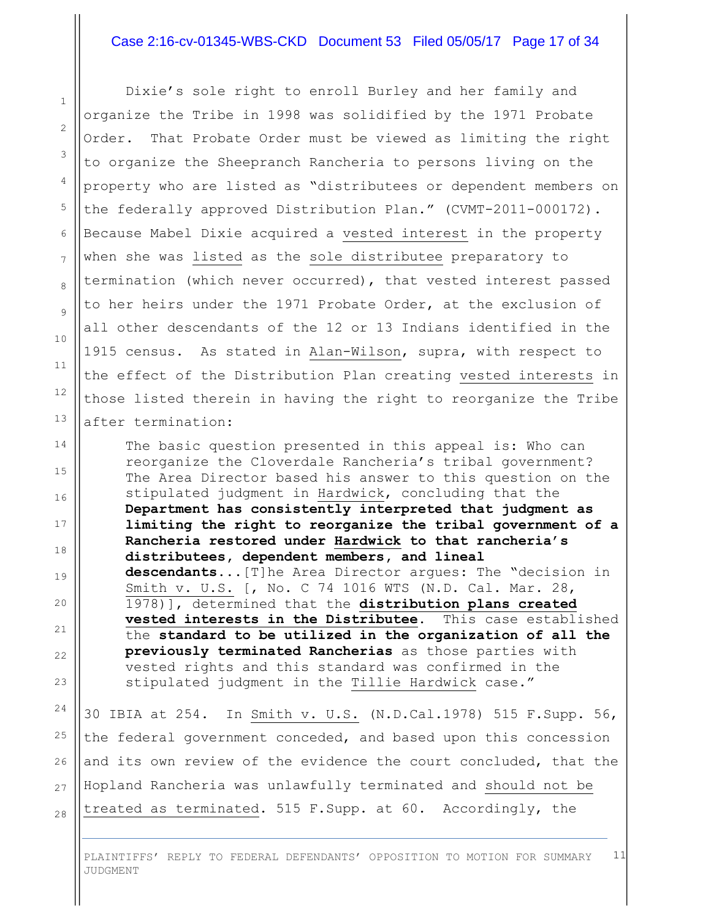Dixie's sole right to enroll Burley and her family and organize the Tribe in 1998 was solidified by the 1971 Probate Order. That Probate Order must be viewed as limiting the right to organize the Sheepranch Rancheria to persons living on the property who are listed as "distributees or dependent members on the federally approved Distribution Plan." (CVMT-2011-000172). Because Mabel Dixie acquired a vested interest in the property when she was listed as the sole distributee preparatory to termination (which never occurred), that vested interest passed to her heirs under the 1971 Probate Order, at the exclusion of all other descendants of the 12 or 13 Indians identified in the 1915 census. As stated in Alan-Wilson, supra, with respect to the effect of the Distribution Plan creating vested interests in those listed therein in having the right to reorganize the Tribe after termination:

> The basic question presented in this appeal is: Who can reorganize the Cloverdale Rancheria's tribal government? The Area Director based his answer to this question on the stipulated judgment in Hardwick, concluding that the **Department has consistently interpreted that judgment as limiting the right to reorganize the tribal government of a Rancheria restored under Hardwick to that rancheria's distributees, dependent members, and lineal descendants**...[T]he Area Director argues: The "decision in Smith v. U.S. [, No. C 74 1016 WTS (N.D. Cal. Mar. 28, 1978)], determined that the **distribution plans created vested interests in the Distributee**. This case established the **standard to be utilized in the organization of all the previously terminated Rancherias** as those parties with vested rights and this standard was confirmed in the stipulated judgment in the Tillie Hardwick case."

30 IBIA at 254. In Smith v. U.S. (N.D.Cal.1978) 515 F.Supp. 56, the federal government conceded, and based upon this concession and its own review of the evidence the court concluded, that the Hopland Rancheria was unlawfully terminated and should not be treated as terminated. 515 F.Supp. at 60. Accordingly, the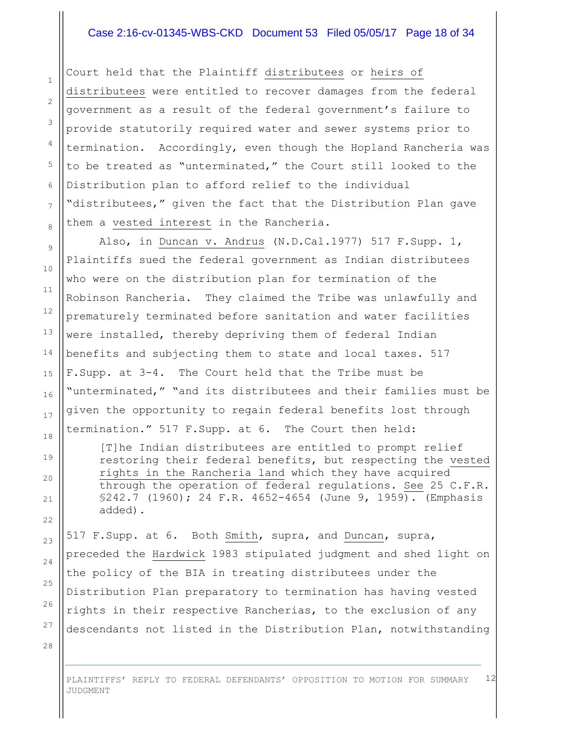Court held that the Plaintiff distributees or heirs of distributees were entitled to recover damages from the federal government as a result of the federal government's failure to provide statutorily required water and sewer systems prior to termination. Accordingly, even though the Hopland Rancheria was to be treated as "unterminated," the Court still looked to the Distribution plan to afford relief to the individual "distributees," given the fact that the Distribution Plan gave them a vested interest in the Rancheria.

Also, in Duncan v. Andrus (N.D.Cal.1977) 517 F.Supp. 1, Plaintiffs sued the federal government as Indian distributees who were on the distribution plan for termination of the Robinson Rancheria. They claimed the Tribe was unlawfully and prematurely terminated before sanitation and water facilities were installed, thereby depriving them of federal Indian benefits and subjecting them to state and local taxes. 517 F.Supp. at 3-4. The Court held that the Tribe must be "unterminated," "and its distributees and their families must be given the opportunity to regain federal benefits lost through termination." 517 F.Supp. at 6. The Court then held:

> [T]he Indian distributees are entitled to prompt relief restoring their federal benefits, but respecting the vested rights in the Rancheria land which they have acquired through the operation of federal regulations. See 25 C.F.R. §242.7 (1960); 24 F.R. 4652-4654 (June 9, 1959). (Emphasis added).

517 F.Supp. at 6. Both Smith, supra, and Duncan, supra, preceded the Hardwick 1983 stipulated judgment and shed light on the policy of the BIA in treating distributees under the Distribution Plan preparatory to termination has having vested rights in their respective Rancherias, to the exclusion of any descendants not listed in the Distribution Plan, notwithstanding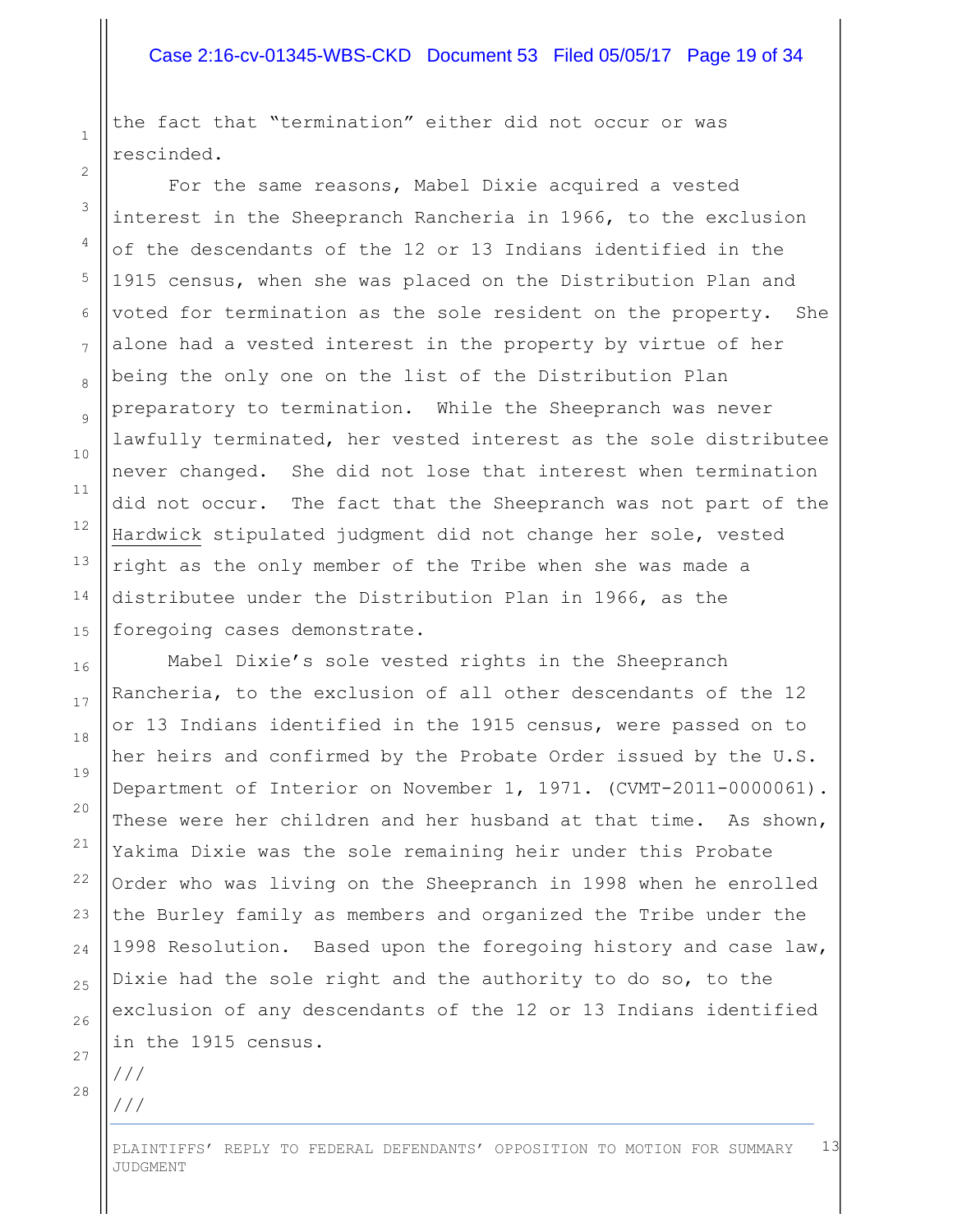the fact that "termination" either did not occur or was rescinded.

For the same reasons, Mabel Dixie acquired a vested interest in the Sheepranch Rancheria in 1966, to the exclusion of the descendants of the 12 or 13 Indians identified in the 1915 census, when she was placed on the Distribution Plan and voted for termination as the sole resident on the property. She alone had a vested interest in the property by virtue of her being the only one on the list of the Distribution Plan preparatory to termination. While the Sheepranch was never lawfully terminated, her vested interest as the sole distributee never changed. She did not lose that interest when termination did not occur. The fact that the Sheepranch was not part of the Hardwick stipulated judgment did not change her sole, vested right as the only member of the Tribe when she was made a distributee under the Distribution Plan in 1966, as the foregoing cases demonstrate.

Mabel Dixie's sole vested rights in the Sheepranch Rancheria, to the exclusion of all other descendants of the 12 or 13 Indians identified in the 1915 census, were passed on to her heirs and confirmed by the Probate Order issued by the U.S. Department of Interior on November 1, 1971. (CVMT-2011-0000061). These were her children and her husband at that time. As shown, Yakima Dixie was the sole remaining heir under this Probate Order who was living on the Sheepranch in 1998 when he enrolled the Burley family as members and organized the Tribe under the 1998 Resolution. Based upon the foregoing history and case law, Dixie had the sole right and the authority to do so, to the exclusion of any descendants of the 12 or 13 Indians identified in the 1915 census.

///

///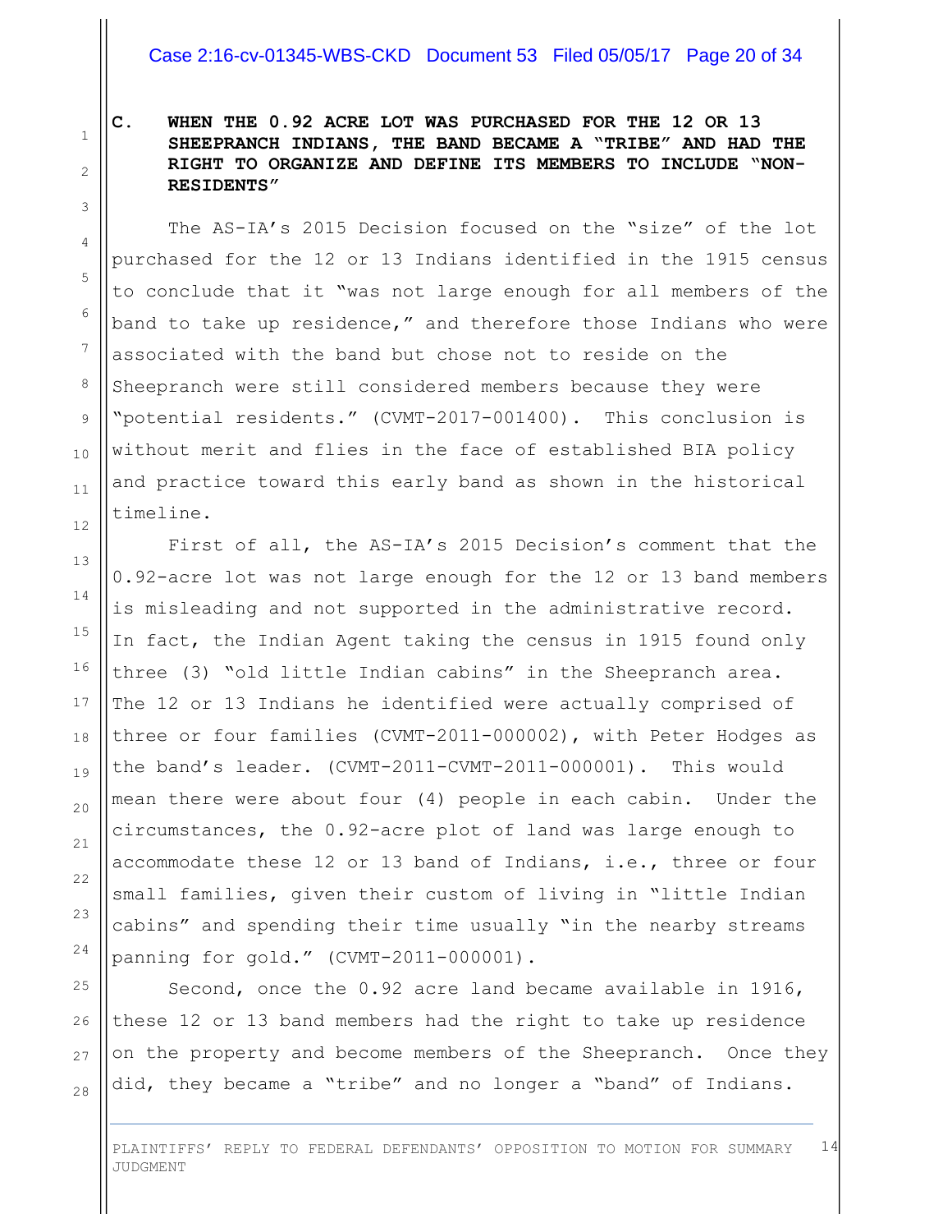### C. WHEN THE 0.92 ACRE LOT WAS PURCHASED FOR THE 12 OR 13 SHEEPRANCH INDIANS, THE BAND BECAME A "TRIBE" AND HAD THE RIGHT TO ORGANIZE AND DEFINE ITS MEMBERS TO INCLUDE "NON-RESIDENTS"

The AS-IA's 2015 Decision focused on the "size" of the lot purchased for the 12 or 13 Indians identified in the 1915 census to conclude that it "was not large enough for all members of the band to take up residence," and therefore those Indians who were associated with the band but chose not to reside on the Sheepranch were still considered members because they were "potential residents." (CVMT-2017-001400). This conclusion is without merit and flies in the face of established BIA policy and practice toward this early band as shown in the historical timeline.

First of all, the AS-IA's 2015 Decision's comment that the 0.92-acre lot was not large enough for the 12 or 13 band members is misleading and not supported in the administrative record. In fact, the Indian Agent taking the census in 1915 found only three (3) "old little Indian cabins" in the Sheepranch area. The 12 or 13 Indians he identified were actually comprised of three or four families (CVMT-2011-000002), with Peter Hodges as the band's leader. (CVMT-2011-CVMT-2011-000001). This would mean there were about four (4) people in each cabin. Under the circumstances, the 0.92-acre plot of land was large enough to accommodate these 12 or 13 band of Indians, i.e., three or four small families, given their custom of living in "little Indian cabins" and spending their time usually "in the nearby streams panning for gold." (CVMT-2011-000001).

Second, once the 0.92 acre land became available in 1916, these 12 or 13 band members had the right to take up residence on the property and become members of the Sheepranch. Once they did, they became a "tribe" and no longer a "band" of Indians.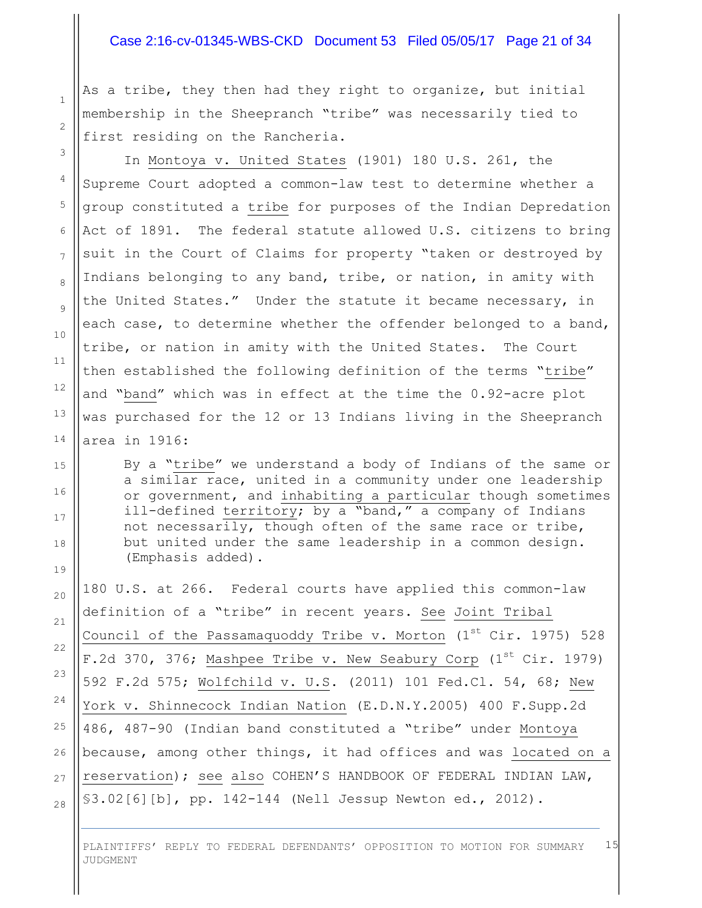As a tribe, they then had they right to organize, but initial membership in the Sheepranch "tribe" was necessarily tied to first residing on the Rancheria.

In Montoya v. United States (1901) 180 U.S. 261, the Supreme Court adopted a common-law test to determine whether a group constituted a tribe for purposes of the Indian Depredation Act of 1891. The federal statute allowed U.S. citizens to bring suit in the Court of Claims for property "taken or destroyed by Indians belonging to any band, tribe, or nation, in amity with the United States." Under the statute it became necessary, in each case, to determine whether the offender belonged to a band, tribe, or nation in amity with the United States. The Court then established the following definition of the terms "tribe" and "band" which was in effect at the time the 0.92-acre plot was purchased for the 12 or 13 Indians living in the Sheepranch area in 1916:

> By a "tribe" we understand a body of Indians of the same or a similar race, united in a community under one leadership or government, and inhabiting a particular though sometimes ill-defined territory; by a "band," a company of Indians not necessarily, though often of the same race or tribe, but united under the same leadership in a common design. (Emphasis added).

180 U.S. at 266. Federal courts have applied this common-law definition of a "tribe" in recent years. See Joint Tribal Council of the Passamaquoddy Tribe v. Morton (1st Cir. 1975) 528 F.2d 370, 376; Mashpee Tribe v. New Seabury Corp (1st Cir. 1979) 592 F.2d 575; Wolfchild v. U.S. (2011) 101 Fed.Cl. 54, 68; New York v. Shinnecock Indian Nation (E.D.N.Y.2005) 400 F.Supp.2d 486, 487-90 (Indian band constituted a "tribe" under Montoya because, among other things, it had offices and was located on a reservation); see also COHEN'S HANDBOOK OF FEDERAL INDIAN LAW, §3.02[6][b], pp. 142-144 (Nell Jessup Newton ed., 2012).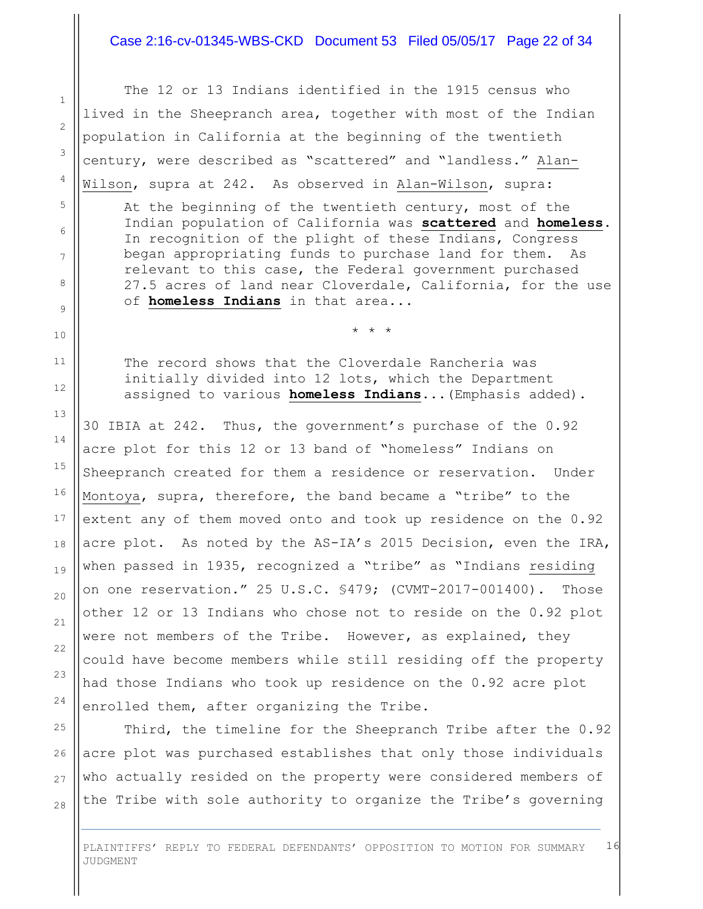The 12 or 13 Indians identified in the 1915 census who lived in the Sheepranch area, together with most of the Indian population in California at the beginning of the twentieth century, were described as "scattered" and "landless." Alan-Wilson, supra at 242. As observed in Alan-Wilson, supra:

> At the beginning of the twentieth century, most of the Indian population of California was **scattered** and **homeless**. In recognition of the plight of these Indians, Congress began appropriating funds to purchase land for them. As relevant to this case, the Federal government purchased 27.5 acres of land near Cloverdale, California, for the use of **homeless Indians** in that area...
>
> \* \* \*
>
> The record shows that the Cloverdale Rancheria was initially divided into 12 lots, which the Department assigned to various **homeless Indians**...(Emphasis added).

30 IBIA at 242. Thus, the government's purchase of the 0.92 acre plot for this 12 or 13 band of "homeless" Indians on Sheepranch created for them a residence or reservation. Under Montoya, supra, therefore, the band became a "tribe" to the extent any of them moved onto and took up residence on the 0.92 acre plot. As noted by the AS-IA's 2015 Decision, even the IRA, when passed in 1935, recognized a "tribe" as "Indians residing on one reservation." 25 U.S.C. §479; (CVMT-2017-001400). Those other 12 or 13 Indians who chose not to reside on the 0.92 plot were not members of the Tribe. However, as explained, they could have become members while still residing off the property had those Indians who took up residence on the 0.92 acre plot enrolled them, after organizing the Tribe.

Third, the timeline for the Sheepranch Tribe after the 0.92 acre plot was purchased establishes that only those individuals who actually resided on the property were considered members of the Tribe with sole authority to organize the Tribe's governing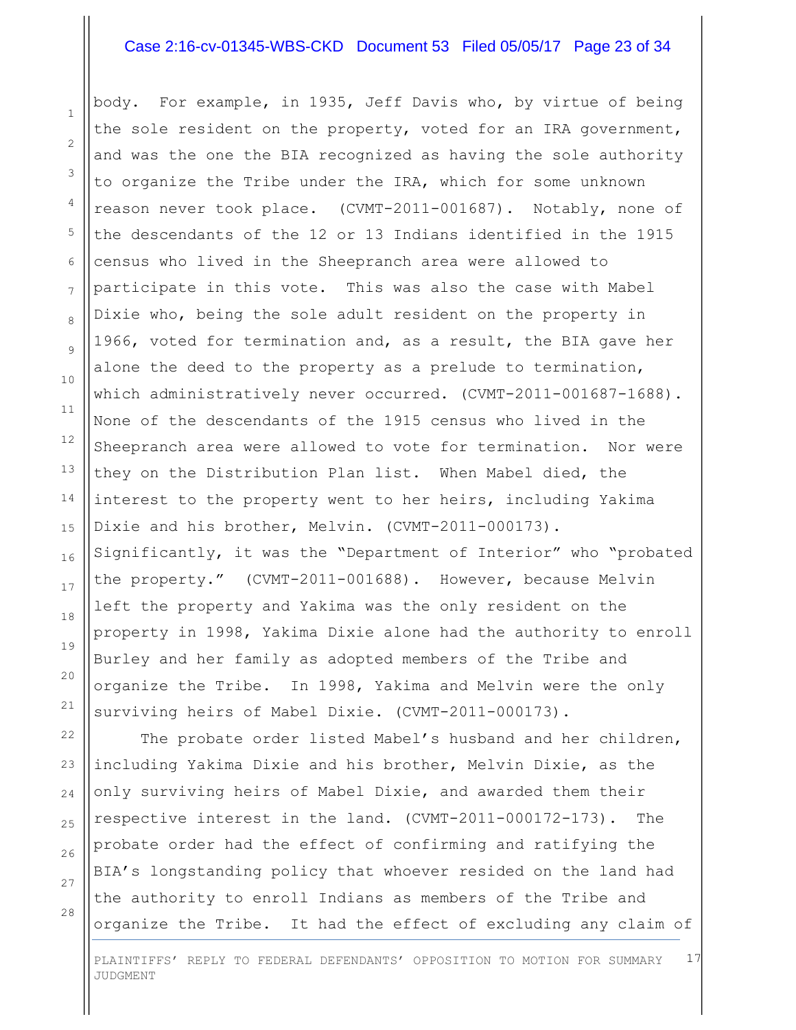body. For example, in 1935, Jeff Davis who, by virtue of being the sole resident on the property, voted for an IRA government, and was the one the BIA recognized as having the sole authority to organize the Tribe under the IRA, which for some unknown reason never took place. (CVMT-2011-001687). Notably, none of the descendants of the 12 or 13 Indians identified in the 1915 census who lived in the Sheepranch area were allowed to participate in this vote. This was also the case with Mabel Dixie who, being the sole adult resident on the property in 1966, voted for termination and, as a result, the BIA gave her alone the deed to the property as a prelude to termination, which administratively never occurred. (CVMT-2011-001687-1688). None of the descendants of the 1915 census who lived in the Sheepranch area were allowed to vote for termination. Nor were they on the Distribution Plan list. When Mabel died, the interest to the property went to her heirs, including Yakima Dixie and his brother, Melvin. (CVMT-2011-000173). Significantly, it was the "Department of Interior" who "probated the property." (CVMT-2011-001688). However, because Melvin left the property and Yakima was the only resident on the property in 1998, Yakima Dixie alone had the authority to enroll Burley and her family as adopted members of the Tribe and organize the Tribe. In 1998, Yakima and Melvin were the only surviving heirs of Mabel Dixie. (CVMT-2011-000173).

The probate order listed Mabel's husband and her children, including Yakima Dixie and his brother, Melvin Dixie, as the only surviving heirs of Mabel Dixie, and awarded them their respective interest in the land. (CVMT-2011-000172-173). The probate order had the effect of confirming and ratifying the BIA's longstanding policy that whoever resided on the land had the authority to enroll Indians as members of the Tribe and organize the Tribe. It had the effect of excluding any claim of

PLAINTIFFS' REPLY TO FEDERAL DEFENDANTS' OPPOSITION TO MOTION FOR SUMMARY JUDGMENT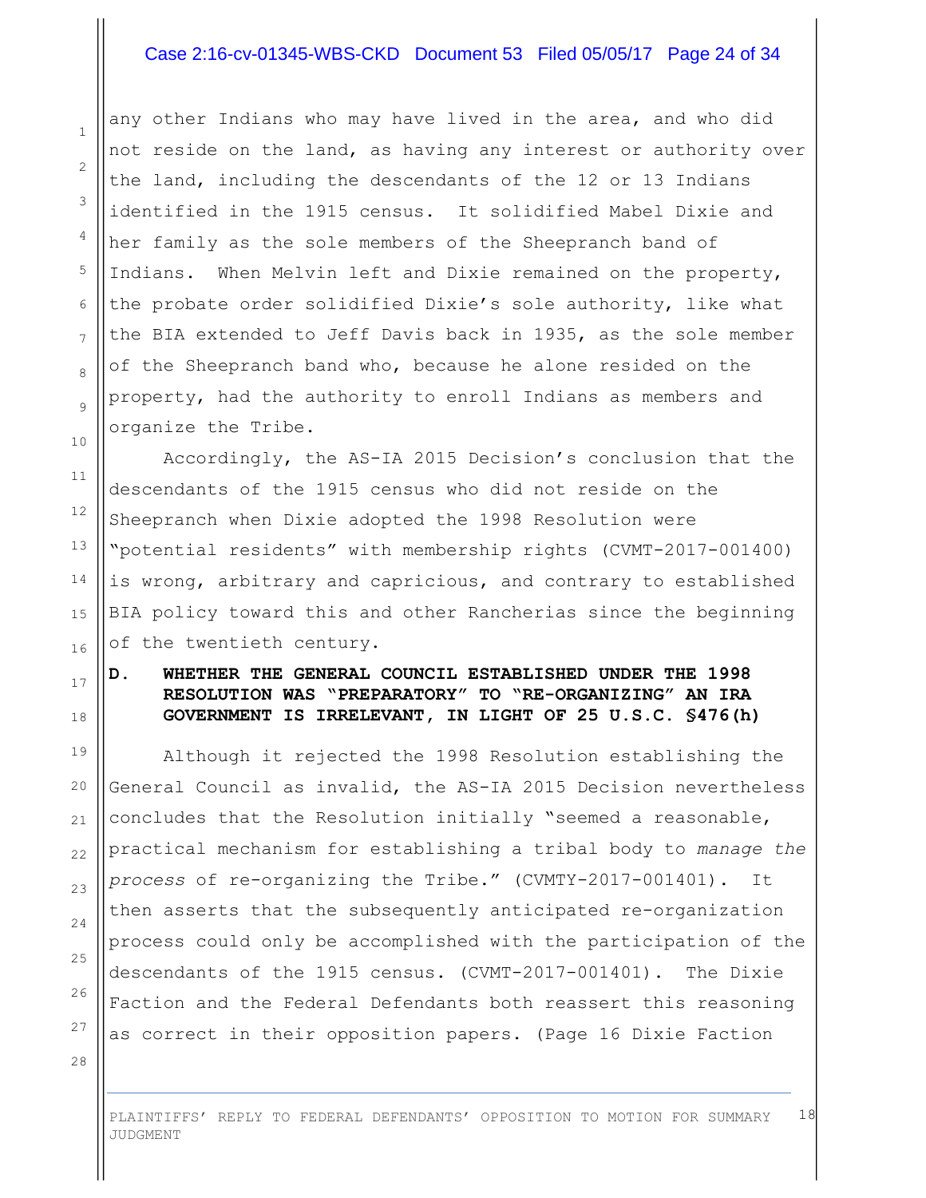any other Indians who may have lived in the area, and who did not reside on the land, as having any interest or authority over the land, including the descendants of the 12 or 13 Indians identified in the 1915 census. It solidified Mabel Dixie and her family as the sole members of the Sheepranch band of Indians. When Melvin left and Dixie remained on the property, the probate order solidified Dixie's sole authority, like what the BIA extended to Jeff Davis back in 1935, as the sole member of the Sheepranch band who, because he alone resided on the property, had the authority to enroll Indians as members and organize the Tribe.

Accordingly, the AS-IA 2015 Decision's conclusion that the descendants of the 1915 census who did not reside on the Sheepranch when Dixie adopted the 1998 Resolution were "potential residents" with membership rights (CVMT-2017-001400) is wrong, arbitrary and capricious, and contrary to established BIA policy toward this and other Rancherias since the beginning of the twentieth century.

### D. WHETHER THE GENERAL COUNCIL ESTABLISHED UNDER THE 1998 RESOLUTION WAS "PREPARATORY" TO "RE-ORGANIZING" AN IRA GOVERNMENT IS IRRELEVANT, IN LIGHT OF 25 U.S.C. §476(h)

Although it rejected the 1998 Resolution establishing the General Council as invalid, the AS-IA 2015 Decision nevertheless concludes that the Resolution initially "seemed a reasonable, practical mechanism for establishing a tribal body to *manage the process* of re-organizing the Tribe." (CVMTY-2017-001401). It then asserts that the subsequently anticipated re-organization process could only be accomplished with the participation of the descendants of the 1915 census. (CVMT-2017-001401). The Dixie Faction and the Federal Defendants both reassert this reasoning as correct in their opposition papers. (Page 16 Dixie Faction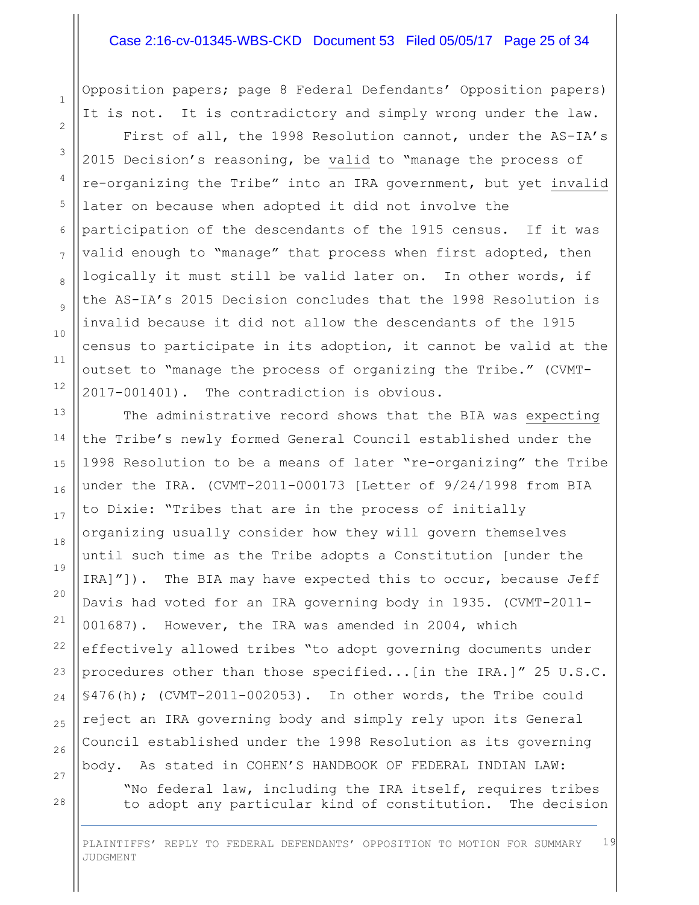Opposition papers; page 8 Federal Defendants' Opposition papers) It is not. It is contradictory and simply wrong under the law.

First of all, the 1998 Resolution cannot, under the AS-IA's 2015 Decision's reasoning, be valid to "manage the process of re-organizing the Tribe" into an IRA government, but yet invalid later on because when adopted it did not involve the participation of the descendants of the 1915 census. If it was valid enough to "manage" that process when first adopted, then logically it must still be valid later on. In other words, if the AS-IA's 2015 Decision concludes that the 1998 Resolution is invalid because it did not allow the descendants of the 1915 census to participate in its adoption, it cannot be valid at the outset to "manage the process of organizing the Tribe." (CVMT-2017-001401). The contradiction is obvious.

The administrative record shows that the BIA was expecting the Tribe's newly formed General Council established under the 1998 Resolution to be a means of later "re-organizing" the Tribe under the IRA. (CVMT-2011-000173 [Letter of 9/24/1998 from BIA to Dixie: "Tribes that are in the process of initially organizing usually consider how they will govern themselves until such time as the Tribe adopts a Constitution [under the IRA]"]). The BIA may have expected this to occur, because Jeff Davis had voted for an IRA governing body in 1935. (CVMT-2011-001687). However, the IRA was amended in 2004, which effectively allowed tribes "to adopt governing documents under procedures other than those specified...[in the IRA.]" 25 U.S.C. §476(h); (CVMT-2011-002053). In other words, the Tribe could reject an IRA governing body and simply rely upon its General Council established under the 1998 Resolution as its governing body. As stated in COHEN'S HANDBOOK OF FEDERAL INDIAN LAW:

> "No federal law, including the IRA itself, requires tribes to adopt any particular kind of constitution. The decision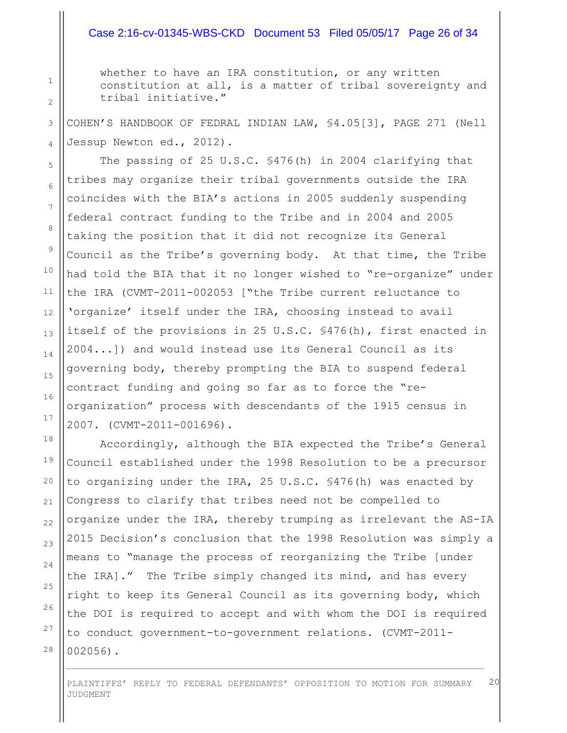> whether to have an IRA constitution, or any written constitution at all, is a matter of tribal sovereignty and tribal initiative."

COHEN'S HANDBOOK OF FEDERAL INDIAN LAW, §4.05[3], PAGE 271 (Nell Jessup Newton ed., 2012).

The passing of 25 U.S.C. §476(h) in 2004 clarifying that tribes may organize their tribal governments outside the IRA coincides with the BIA's actions in 2005 suddenly suspending federal contract funding to the Tribe and in 2004 and 2005 taking the position that it did not recognize its General Council as the Tribe's governing body. At that time, the Tribe had told the BIA that it no longer wished to "re-organize" under the IRA (CVMT-2011-002053 ["the Tribe current reluctance to 'organize' itself under the IRA, choosing instead to avail itself of the provisions in 25 U.S.C. §476(h), first enacted in 2004...]) and would instead use its General Council as its governing body, thereby prompting the BIA to suspend federal contract funding and going so far as to force the "re-organization" process with descendants of the 1915 census in 2007. (CVMT-2011-001696).

Accordingly, although the BIA expected the Tribe's General Council established under the 1998 Resolution to be a precursor to organizing under the IRA, 25 U.S.C. §476(h) was enacted by Congress to clarify that tribes need not be compelled to organize under the IRA, thereby trumping as irrelevant the AS-IA 2015 Decision's conclusion that the 1998 Resolution was simply a means to "manage the process of reorganizing the Tribe [under the IRA]." The Tribe simply changed its mind, and has every right to keep its General Council as its governing body, which the DOI is required to accept and with whom the DOI is required to conduct government-to-government relations. (CVMT-2011-002056).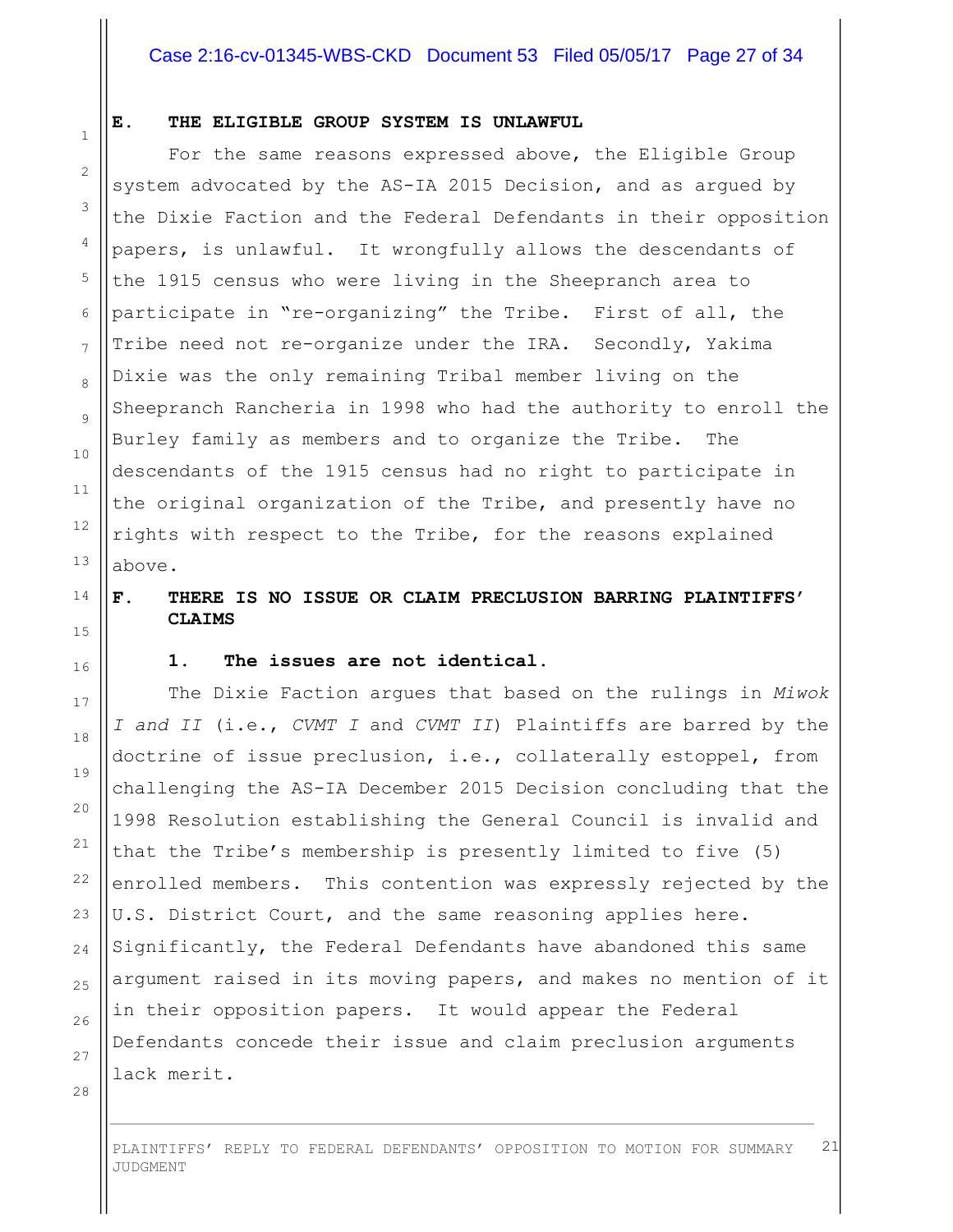## E. THE ELIGIBLE GROUP SYSTEM IS UNLAWFUL

For the same reasons expressed above, the Eligible Group system advocated by the AS-IA 2015 Decision, and as argued by the Dixie Faction and the Federal Defendants in their opposition papers, is unlawful. It wrongfully allows the descendants of the 1915 census who were living in the Sheepranch area to participate in "re-organizing" the Tribe. First of all, the Tribe need not re-organize under the IRA. Secondly, Yakima Dixie was the only remaining Tribal member living on the Sheepranch Rancheria in 1998 who had the authority to enroll the Burley family as members and to organize the Tribe. The descendants of the 1915 census had no right to participate in the original organization of the Tribe, and presently have no rights with respect to the Tribe, for the reasons explained above.

## F. THERE IS NO ISSUE OR CLAIM PRECLUSION BARRING PLAINTIFFS' CLAIMS

### 1. The issues are not identical.

The Dixie Faction argues that based on the rulings in *Miwok I and II* (i.e., *CVMT I* and *CVMT II*) Plaintiffs are barred by the doctrine of issue preclusion, i.e., collaterally estoppel, from challenging the AS-IA December 2015 Decision concluding that the 1998 Resolution establishing the General Council is invalid and that the Tribe's membership is presently limited to five (5) enrolled members. This contention was expressly rejected by the U.S. District Court, and the same reasoning applies here. Significantly, the Federal Defendants have abandoned this same argument raised in its moving papers, and makes no mention of it in their opposition papers. It would appear the Federal Defendants concede their issue and claim preclusion arguments lack merit.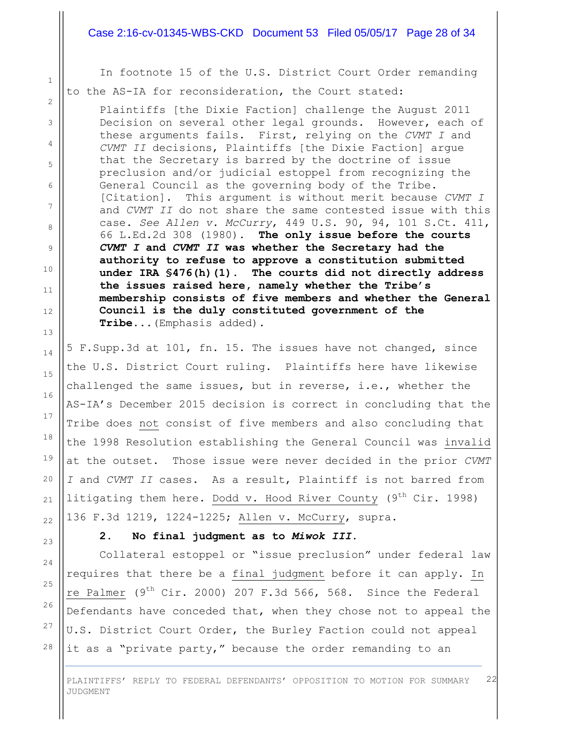In footnote 15 of the U.S. District Court Order remanding to the AS-IA for reconsideration, the Court stated:

> Plaintiffs [the Dixie Faction] challenge the August 2011 Decision on several other legal grounds. However, each of these arguments fails. First, relying on the *CVMT I* and *CVMT II* decisions, Plaintiffs [the Dixie Faction] argue that the Secretary is barred by the doctrine of issue preclusion and/or judicial estoppel from recognizing the General Council as the governing body of the Tribe. [Citation]. This argument is without merit because *CVMT I* and *CVMT II* do not share the same contested issue with this case. *See Allen v. McCurry*, 449 U.S. 90, 94, 101 S.Ct. 411, 66 L.Ed.2d 308 (1980). **The only issue before the courts *CVMT I* and *CVMT II* was whether the Secretary had the authority to refuse to approve a constitution submitted under IRA §476(h)(1). The courts did not directly address the issues raised here, namely whether the Tribe's membership consists of five members and whether the General Council is the duly constituted government of the Tribe**...(Emphasis added).

5 F.Supp.3d at 101, fn. 15. The issues have not changed, since the U.S. District Court ruling. Plaintiffs here have likewise challenged the same issues, but in reverse, i.e., whether the AS-IA's December 2015 decision is correct in concluding that the Tribe does not consist of five members and also concluding that the 1998 Resolution establishing the General Council was invalid at the outset. Those issue were never decided in the prior *CVMT I* and *CVMT II* cases. As a result, Plaintiff is not barred from litigating them here. Dodd v. Hood River County (9th Cir. 1998) 136 F.3d 1219, 1224-1225; Allen v. McCurry, supra.

**2. No final judgment as to *Miwok III*.**

Collateral estoppel or "issue preclusion" under federal law requires that there be a final judgment before it can apply. In re Palmer (9th Cir. 2000) 207 F.3d 566, 568. Since the Federal Defendants have conceded that, when they chose not to appeal the U.S. District Court Order, the Burley Faction could not appeal it as a "private party," because the order remanding to an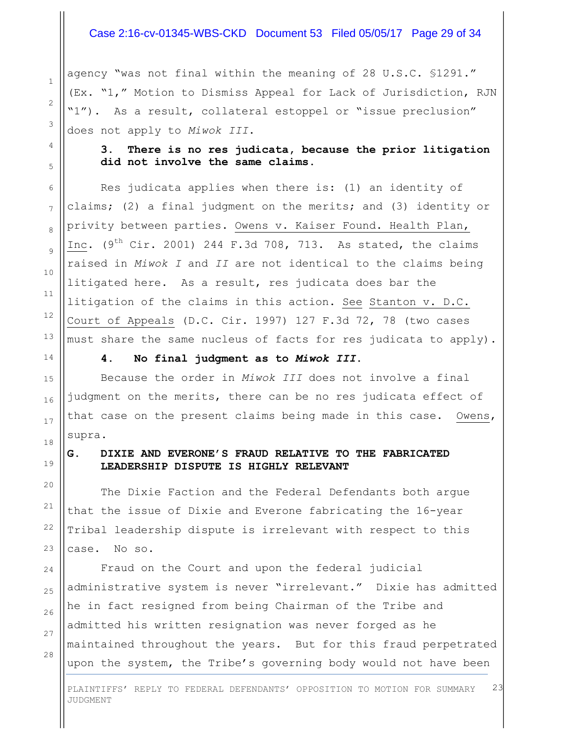agency "was not final within the meaning of 28 U.S.C. §1291." (Ex. "1," Motion to Dismiss Appeal for Lack of Jurisdiction, RJN "1"). As a result, collateral estoppel or "issue preclusion" does not apply to *Miwok III*.

**3. There is no res judicata, because the prior litigation did not involve the same claims.**

Res judicata applies when there is: (1) an identity of claims; (2) a final judgment on the merits; and (3) identity or privity between parties. Owens v. Kaiser Found. Health Plan, Inc. (9th Cir. 2001) 244 F.3d 708, 713. As stated, the claims raised in *Miwok I* and *II* are not identical to the claims being litigated here. As a result, res judicata does bar the litigation of the claims in this action. See Stanton v. D.C. Court of Appeals (D.C. Cir. 1997) 127 F.3d 72, 78 (two cases must share the same nucleus of facts for res judicata to apply).

**4. No final judgment as to *Miwok III*.**

Because the order in *Miwok III* does not involve a final judgment on the merits, there can be no res judicata effect of that case on the present claims being made in this case. Owens, supra.

## G. DIXIE AND EVERONE'S FRAUD RELATIVE TO THE FABRICATED LEADERSHIP DISPUTE IS HIGHLY RELEVANT

The Dixie Faction and the Federal Defendants both argue that the issue of Dixie and Everone fabricating the 16-year Tribal leadership dispute is irrelevant with respect to this case. No so.

Fraud on the Court and upon the federal judicial administrative system is never "irrelevant." Dixie has admitted he in fact resigned from being Chairman of the Tribe and admitted his written resignation was never forged as he maintained throughout the years. But for this fraud perpetrated upon the system, the Tribe's governing body would not have been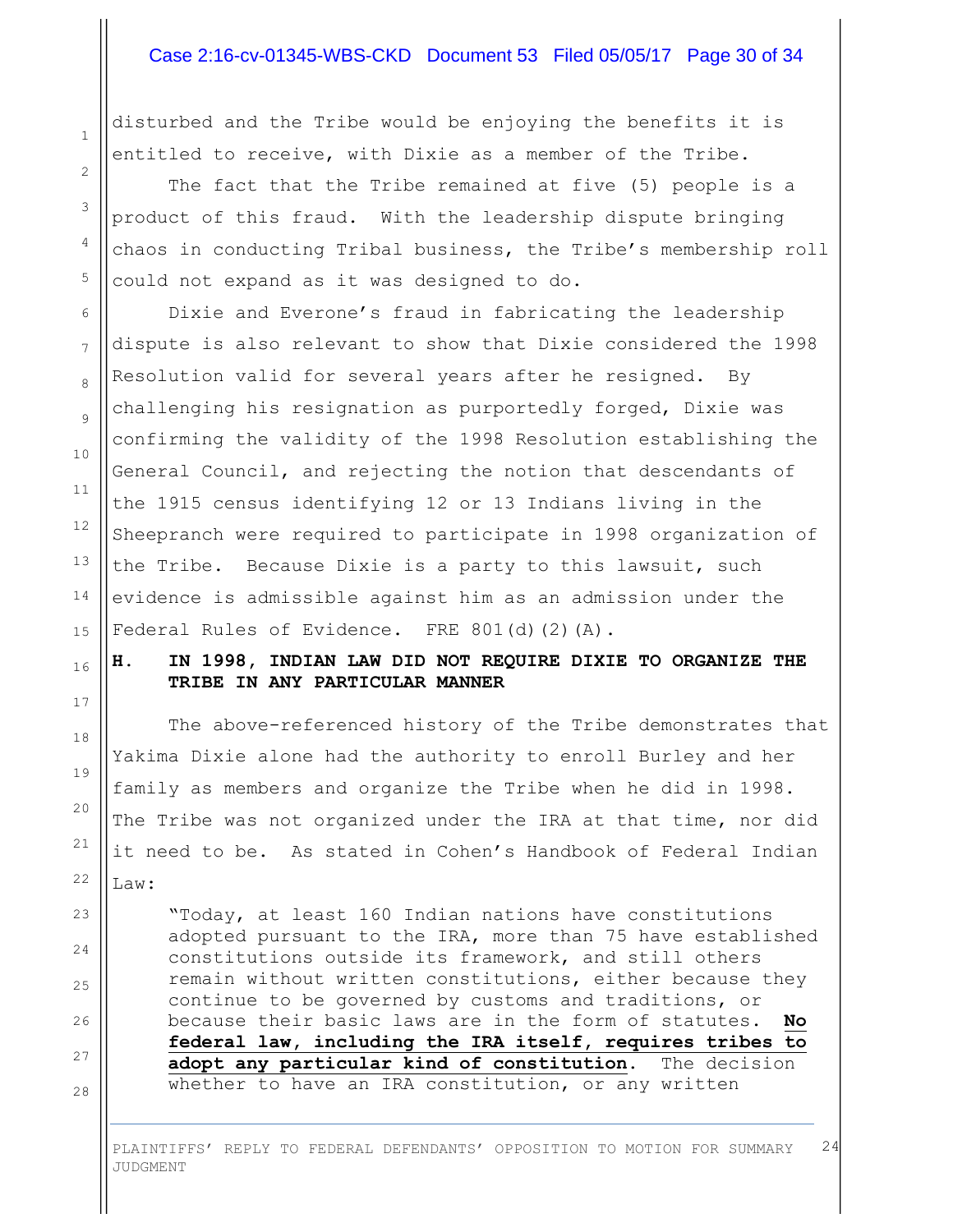disturbed and the Tribe would be enjoying the benefits it is entitled to receive, with Dixie as a member of the Tribe.

The fact that the Tribe remained at five (5) people is a product of this fraud. With the leadership dispute bringing chaos in conducting Tribal business, the Tribe's membership roll could not expand as it was designed to do.

Dixie and Everone's fraud in fabricating the leadership dispute is also relevant to show that Dixie considered the 1998 Resolution valid for several years after he resigned. By challenging his resignation as purportedly forged, Dixie was confirming the validity of the 1998 Resolution establishing the General Council, and rejecting the notion that descendants of the 1915 census identifying 12 or 13 Indians living in the Sheepranch were required to participate in 1998 organization of the Tribe. Because Dixie is a party to this lawsuit, such evidence is admissible against him as an admission under the Federal Rules of Evidence. FRE 801(d)(2)(A).

### H. IN 1998, INDIAN LAW DID NOT REQUIRE DIXIE TO ORGANIZE THE TRIBE IN ANY PARTICULAR MANNER

The above-referenced history of the Tribe demonstrates that Yakima Dixie alone had the authority to enroll Burley and her family as members and organize the Tribe when he did in 1998. The Tribe was not organized under the IRA at that time, nor did it need to be. As stated in Cohen's Handbook of Federal Indian Law:

> "Today, at least 160 Indian nations have constitutions adopted pursuant to the IRA, more than 75 have established constitutions outside its framework, and still others remain without written constitutions, either because they continue to be governed by customs and traditions, or because their basic laws are in the form of statutes. **No federal law, including the IRA itself, requires tribes to adopt any particular kind of constitution**. The decision whether to have an IRA constitution, or any written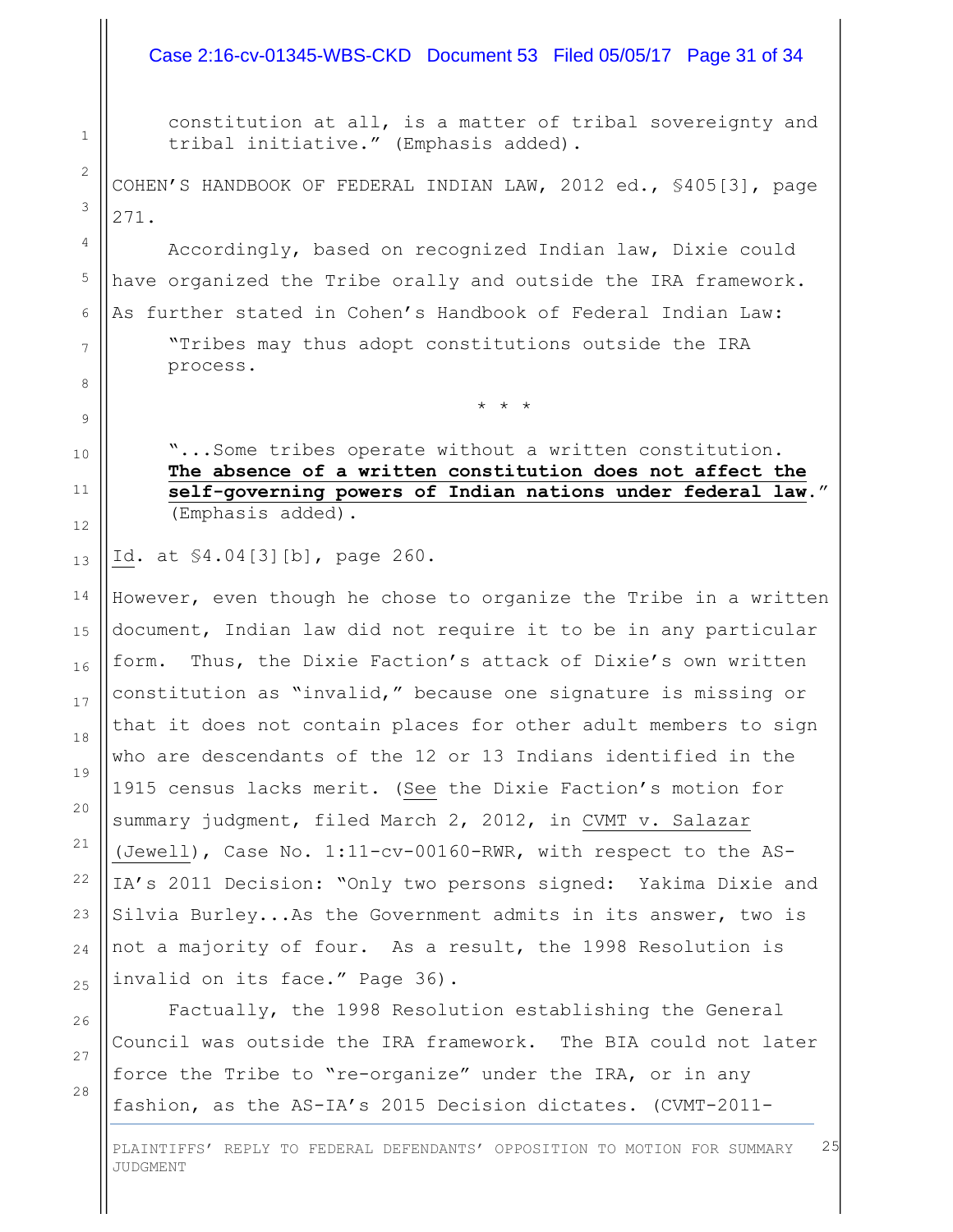> constitution at all, is a matter of tribal sovereignty and tribal initiative." (Emphasis added).

COHEN'S HANDBOOK OF FEDERAL INDIAN LAW, 2012 ed., §405[3], page 271.

Accordingly, based on recognized Indian law, Dixie could have organized the Tribe orally and outside the IRA framework. As further stated in Cohen's Handbook of Federal Indian Law:

> "Tribes may thus adopt constitutions outside the IRA process.
>
> \* \* \*
>
> "...Some tribes operate without a written constitution. **The absence of a written constitution does not affect the self-governing powers of Indian nations under federal law**." (Emphasis added).

Id. at §4.04[3][b], page 260.

However, even though he chose to organize the Tribe in a written document, Indian law did not require it to be in any particular form. Thus, the Dixie Faction's attack of Dixie's own written constitution as "invalid," because one signature is missing or that it does not contain places for other adult members to sign who are descendants of the 12 or 13 Indians identified in the 1915 census lacks merit. (See the Dixie Faction's motion for summary judgment, filed March 2, 2012, in CVMT v. Salazar (Jewell), Case No. 1:11-cv-00160-RWR, with respect to the AS-IA's 2011 Decision: "Only two persons signed: Yakima Dixie and Silvia Burley...As the Government admits in its answer, two is not a majority of four. As a result, the 1998 Resolution is invalid on its face." Page 36).

Factually, the 1998 Resolution establishing the General Council was outside the IRA framework. The BIA could not later force the Tribe to "re-organize" under the IRA, or in any fashion, as the AS-IA's 2015 Decision dictates. (CVMT-2011-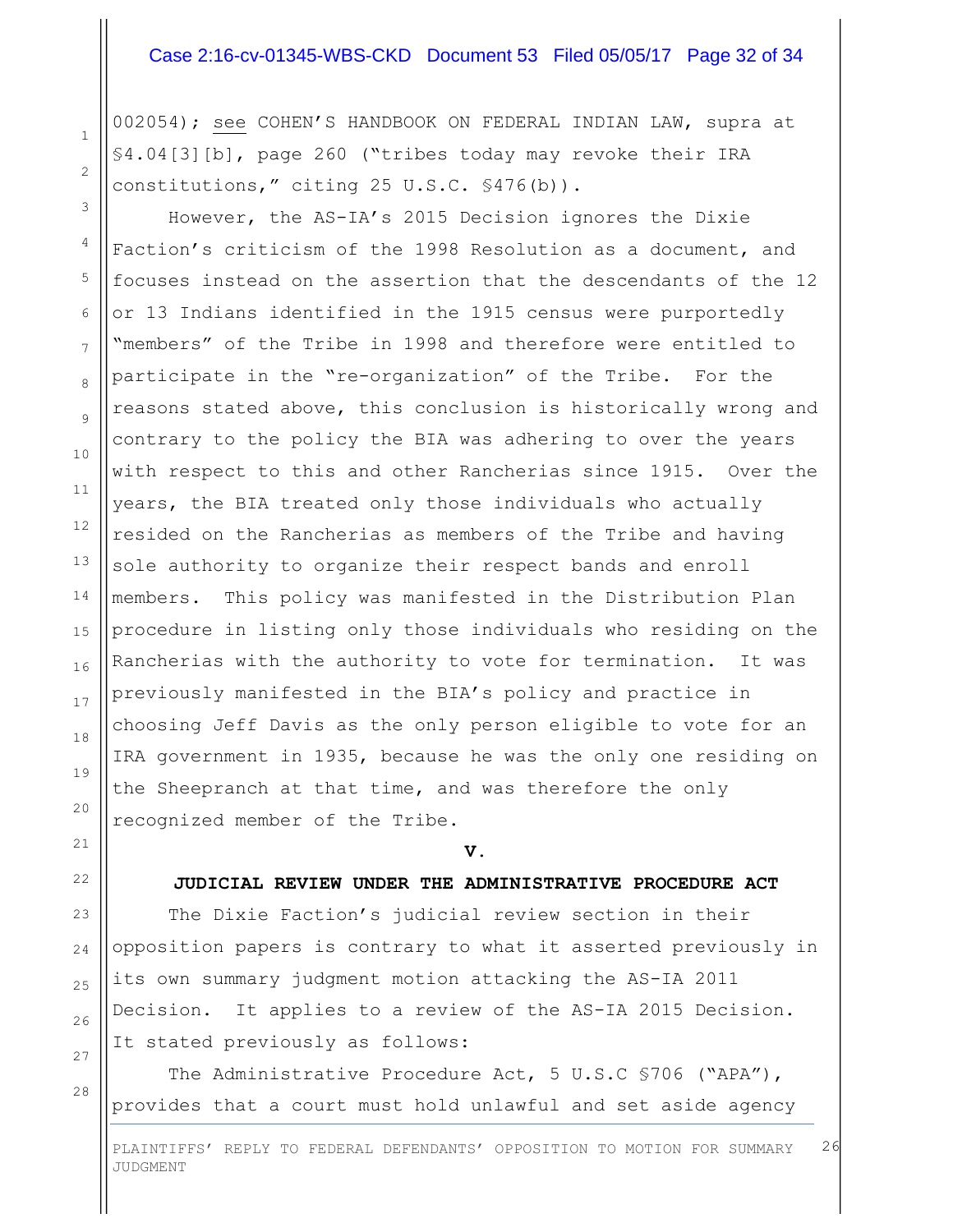002054); see COHEN'S HANDBOOK ON FEDERAL INDIAN LAW, supra at §4.04[3][b], page 260 ("tribes today may revoke their IRA constitutions," citing 25 U.S.C. §476(b)).

However, the AS-IA's 2015 Decision ignores the Dixie Faction's criticism of the 1998 Resolution as a document, and focuses instead on the assertion that the descendants of the 12 or 13 Indians identified in the 1915 census were purportedly "members" of the Tribe in 1998 and therefore were entitled to participate in the "re-organization" of the Tribe. For the reasons stated above, this conclusion is historically wrong and contrary to the policy the BIA was adhering to over the years with respect to this and other Rancherias since 1915. Over the years, the BIA treated only those individuals who actually resided on the Rancherias as members of the Tribe and having sole authority to organize their respect bands and enroll members. This policy was manifested in the Distribution Plan procedure in listing only those individuals who residing on the Rancherias with the authority to vote for termination. It was previously manifested in the BIA's policy and practice in choosing Jeff Davis as the only person eligible to vote for an IRA government in 1935, because he was the only one residing on the Sheepranch at that time, and was therefore the only recognized member of the Tribe.

## V.

## JUDICIAL REVIEW UNDER THE ADMINISTRATIVE PROCEDURE ACT

The Dixie Faction's judicial review section in their opposition papers is contrary to what it asserted previously in its own summary judgment motion attacking the AS-IA 2011 Decision. It applies to a review of the AS-IA 2015 Decision. It stated previously as follows:

The Administrative Procedure Act, 5 U.S.C §706 ("APA"), provides that a court must hold unlawful and set aside agency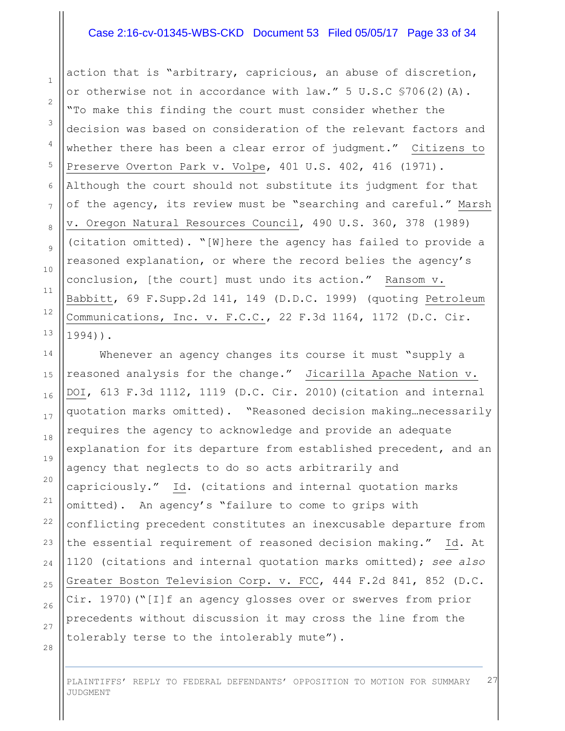action that is "arbitrary, capricious, an abuse of discretion, or otherwise not in accordance with law." 5 U.S.C §706(2)(A). "To make this finding the court must consider whether the decision was based on consideration of the relevant factors and whether there has been a clear error of judgment." Citizens to Preserve Overton Park v. Volpe, 401 U.S. 402, 416 (1971). Although the court should not substitute its judgment for that of the agency, its review must be "searching and careful." Marsh v. Oregon Natural Resources Council, 490 U.S. 360, 378 (1989) (citation omitted). "[W]here the agency has failed to provide a reasoned explanation, or where the record belies the agency's conclusion, [the court] must undo its action." Ransom v. Babbitt, 69 F.Supp.2d 141, 149 (D.D.C. 1999) (quoting Petroleum Communications, Inc. v. F.C.C., 22 F.3d 1164, 1172 (D.C. Cir. 1994)).

Whenever an agency changes its course it must "supply a reasoned analysis for the change." Jicarilla Apache Nation v. DOI, 613 F.3d 1112, 1119 (D.C. Cir. 2010)(citation and internal quotation marks omitted). "Reasoned decision making…necessarily requires the agency to acknowledge and provide an adequate explanation for its departure from established precedent, and an agency that neglects to do so acts arbitrarily and capriciously." Id. (citations and internal quotation marks omitted). An agency's "failure to come to grips with conflicting precedent constitutes an inexcusable departure from the essential requirement of reasoned decision making." Id. At 1120 (citations and internal quotation marks omitted); *see also* Greater Boston Television Corp. v. FCC, 444 F.2d 841, 852 (D.C. Cir. 1970)("[I]f an agency glosses over or swerves from prior precedents without discussion it may cross the line from the tolerably terse to the intolerably mute").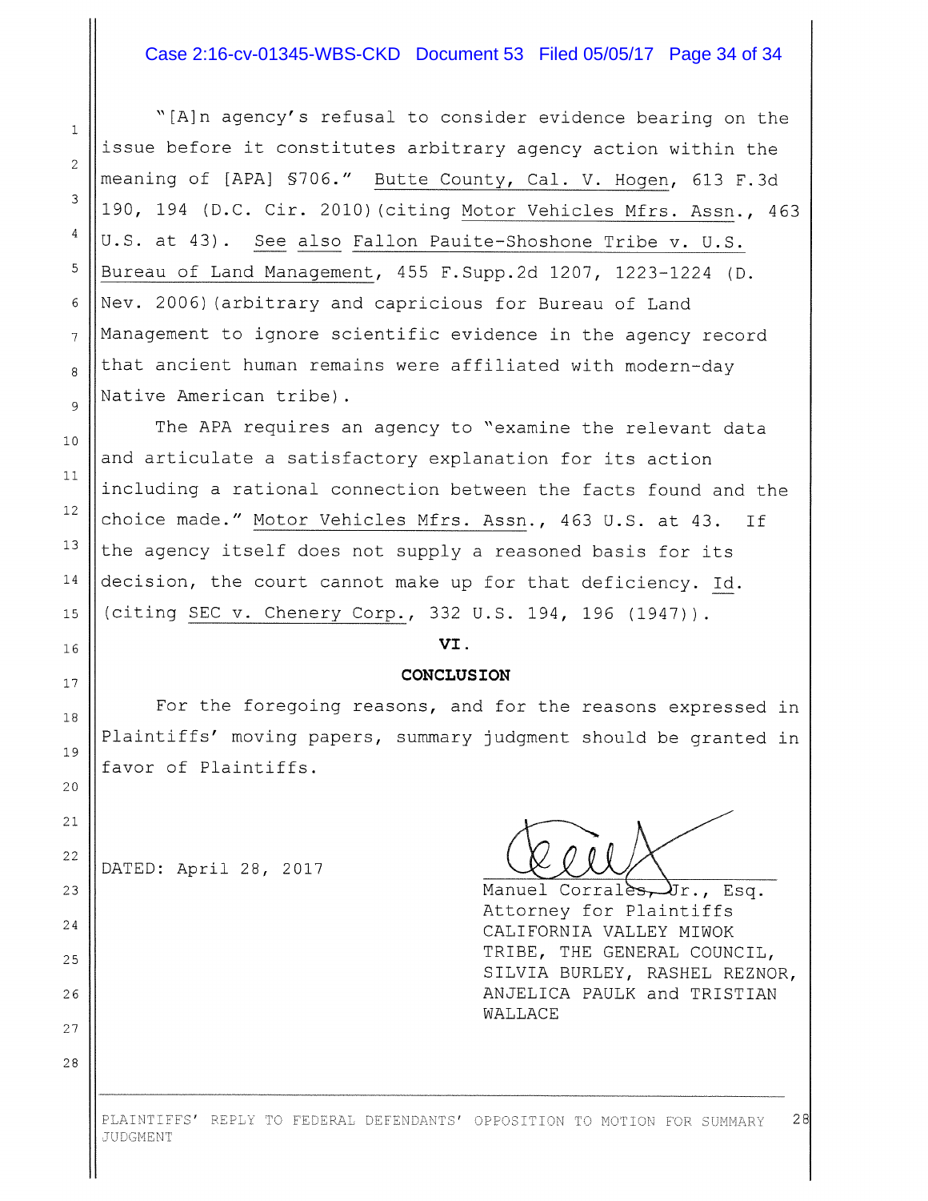"[A]n agency's refusal to consider evidence bearing on the issue before it constitutes arbitrary agency action within the meaning of [APA] §706." Butte County, Cal. V. Hogen, 613 F.3d 190, 194 (D.C. Cir. 2010)(citing Motor Vehicles Mfrs. Assn., 463 U.S. at 43). See also Fallon Pauite-Shoshone Tribe v. U.S. Bureau of Land Management, 455 F.Supp.2d 1207, 1223-1224 (D. Nev. 2006)(arbitrary and capricious for Bureau of Land Management to ignore scientific evidence in the agency record that ancient human remains were affiliated with modern-day Native American tribe).

The APA requires an agency to "examine the relevant data and articulate a satisfactory explanation for its action including a rational connection between the facts found and the choice made." Motor Vehicles Mfrs. Assn., 463 U.S. at 43. If the agency itself does not supply a reasoned basis for its decision, the court cannot make up for that deficiency. Id. (citing SEC v. Chenery Corp., 332 U.S. 194, 196 (1947)).

## VI.

## CONCLUSION

For the foregoing reasons, and for the reasons expressed in Plaintiffs' moving papers, summary judgment should be granted in favor of Plaintiffs.

DATED: April 28, 2017

Manuel Corrales, Jr., Esq.
Attorney for Plaintiffs
CALIFORNIA VALLEY MIWOK TRIBE, THE GENERAL COUNCIL, SILVIA BURLEY, RASHEL REZNOR, ANJELICA PAULK and TRISTIAN WALLACE

PLAINTIFFS' REPLY TO FEDERAL DEFENDANTS' OPPOSITION TO MOTION FOR SUMMARY JUDGMENT